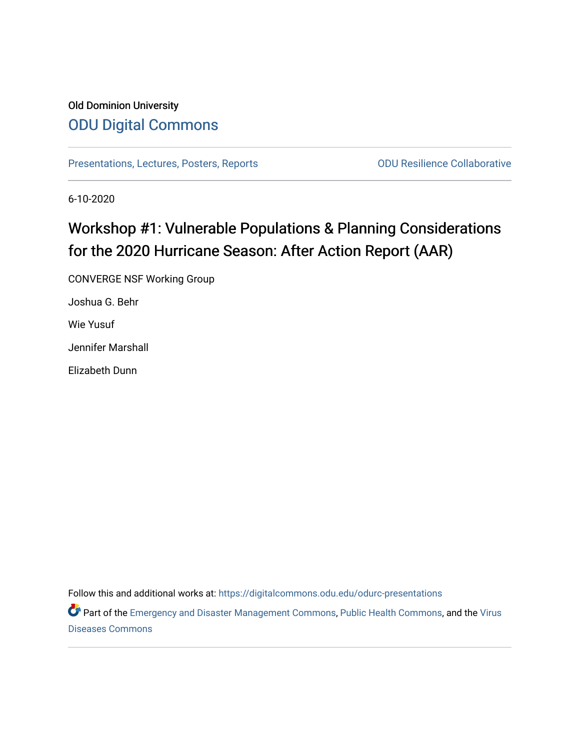Old Dominion University

ODU Digital Commons

Presentations, Lectures, Posters, Reports

ODU Resilience Collaborative

6-10-2020

# Workshop #1: Vulnerable Populations & Planning Considerations for the 2020 Hurricane Season: After Action Report (AAR)

CONVERGE NSF Working Group

Joshua G. Behr

Wie Yusuf

Jennifer Marshall

Elizabeth Dunn

Follow this and additional works at: https://digitalcommons.odu.edu/odurc-presentations

Part of the Emergency and Disaster Management Commons, Public Health Commons, and the Virus Diseases Commons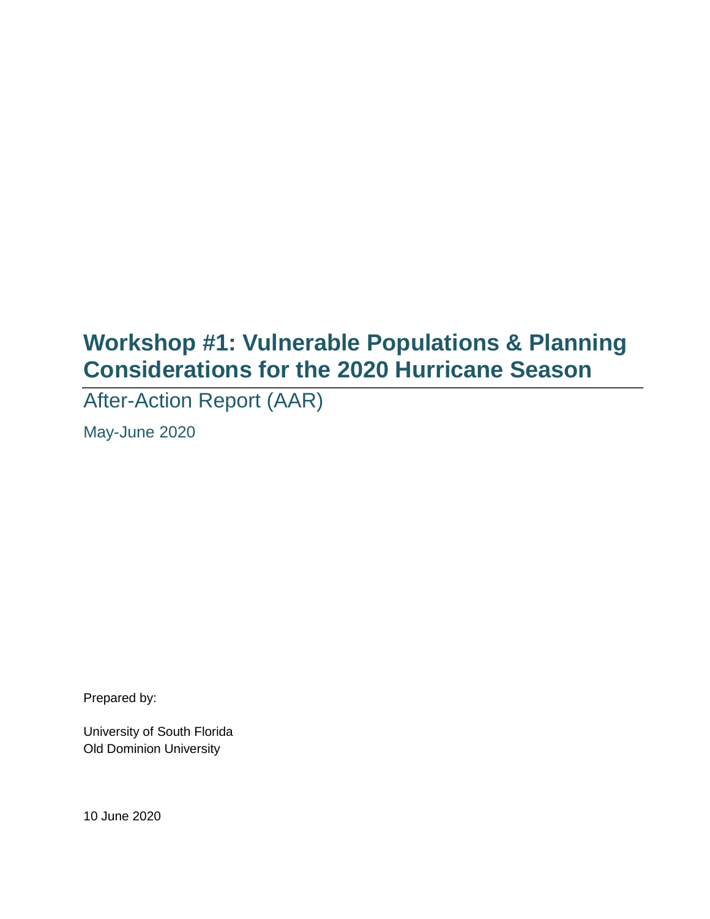# Workshop #1: Vulnerable Populations & Planning Considerations for the 2020 Hurricane Season

## After-Action Report (AAR)

May-June 2020

Prepared by:

University of South Florida
Old Dominion University

10 June 2020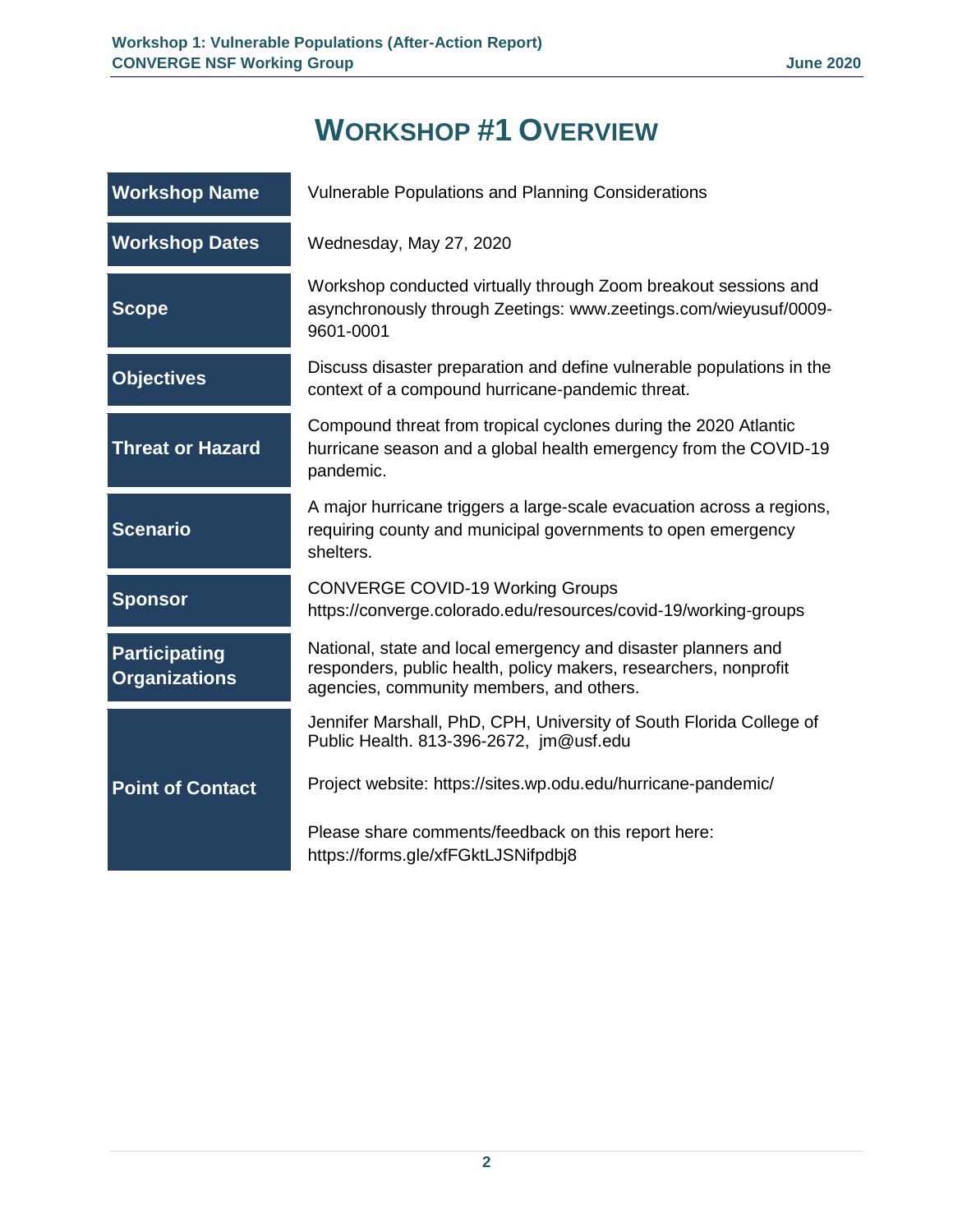# WORKSHOP #1 OVERVIEW

| | |
|---|---|
| **Workshop Name** | Vulnerable Populations and Planning Considerations |
| **Workshop Dates** | Wednesday, May 27, 2020 |
| **Scope** | Workshop conducted virtually through Zoom breakout sessions and asynchronously through Zeetings: www.zeetings.com/wieyusuf/0009-9601-0001 |
| **Objectives** | Discuss disaster preparation and define vulnerable populations in the context of a compound hurricane-pandemic threat. |
| **Threat or Hazard** | Compound threat from tropical cyclones during the 2020 Atlantic hurricane season and a global health emergency from the COVID-19 pandemic. |
| **Scenario** | A major hurricane triggers a large-scale evacuation across a regions, requiring county and municipal governments to open emergency shelters. |
| **Sponsor** | CONVERGE COVID-19 Working Groups https://converge.colorado.edu/resources/covid-19/working-groups |
| **Participating Organizations** | National, state and local emergency and disaster planners and responders, public health, policy makers, researchers, nonprofit agencies, community members, and others. |
| **Point of Contact** | Jennifer Marshall, PhD, CPH, University of South Florida College of Public Health. 813-396-2672, jm@usf.edu<br><br>Project website: https://sites.wp.odu.edu/hurricane-pandemic/<br><br>Please share comments/feedback on this report here: https://forms.gle/xfFGktLJSNifpdbj8 |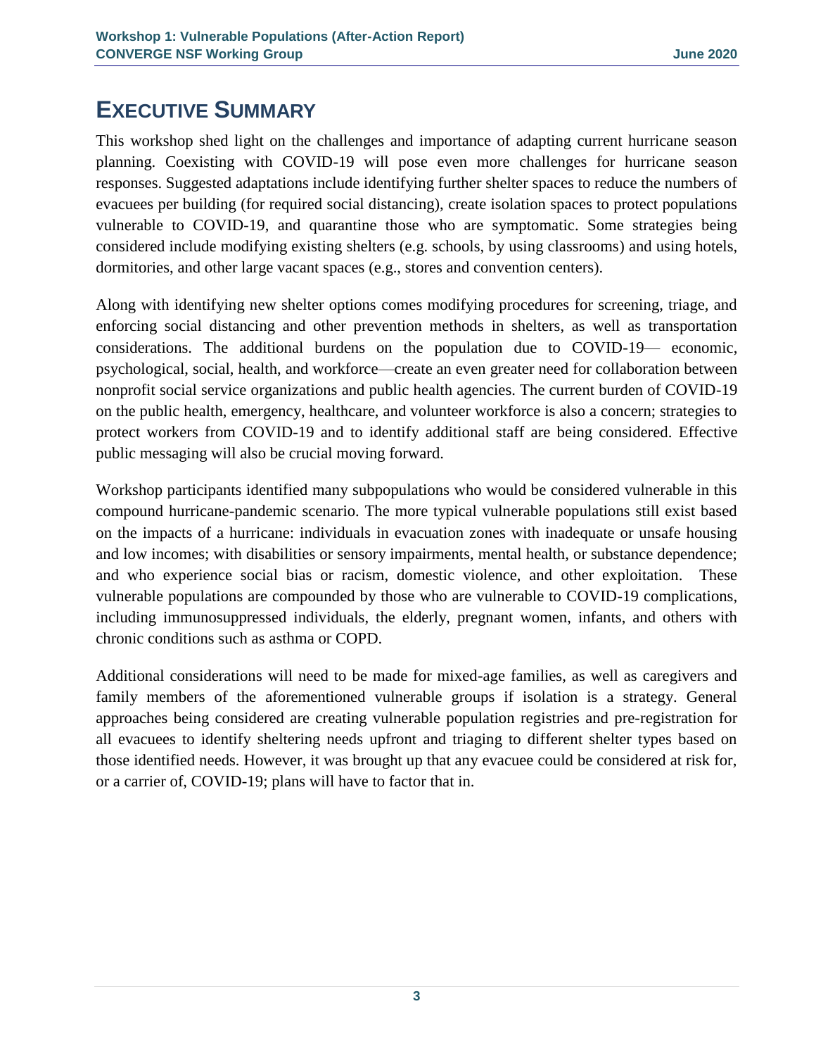# Executive Summary

This workshop shed light on the challenges and importance of adapting current hurricane season planning. Coexisting with COVID-19 will pose even more challenges for hurricane season responses. Suggested adaptations include identifying further shelter spaces to reduce the numbers of evacuees per building (for required social distancing), create isolation spaces to protect populations vulnerable to COVID-19, and quarantine those who are symptomatic. Some strategies being considered include modifying existing shelters (e.g. schools, by using classrooms) and using hotels, dormitories, and other large vacant spaces (e.g., stores and convention centers).

Along with identifying new shelter options comes modifying procedures for screening, triage, and enforcing social distancing and other prevention methods in shelters, as well as transportation considerations. The additional burdens on the population due to COVID-19— economic, psychological, social, health, and workforce—create an even greater need for collaboration between nonprofit social service organizations and public health agencies. The current burden of COVID-19 on the public health, emergency, healthcare, and volunteer workforce is also a concern; strategies to protect workers from COVID-19 and to identify additional staff are being considered. Effective public messaging will also be crucial moving forward.

Workshop participants identified many subpopulations who would be considered vulnerable in this compound hurricane-pandemic scenario. The more typical vulnerable populations still exist based on the impacts of a hurricane: individuals in evacuation zones with inadequate or unsafe housing and low incomes; with disabilities or sensory impairments, mental health, or substance dependence; and who experience social bias or racism, domestic violence, and other exploitation. These vulnerable populations are compounded by those who are vulnerable to COVID-19 complications, including immunosuppressed individuals, the elderly, pregnant women, infants, and others with chronic conditions such as asthma or COPD.

Additional considerations will need to be made for mixed-age families, as well as caregivers and family members of the aforementioned vulnerable groups if isolation is a strategy. General approaches being considered are creating vulnerable population registries and pre-registration for all evacuees to identify sheltering needs upfront and triaging to different shelter types based on those identified needs. However, it was brought up that any evacuee could be considered at risk for, or a carrier of, COVID-19; plans will have to factor that in.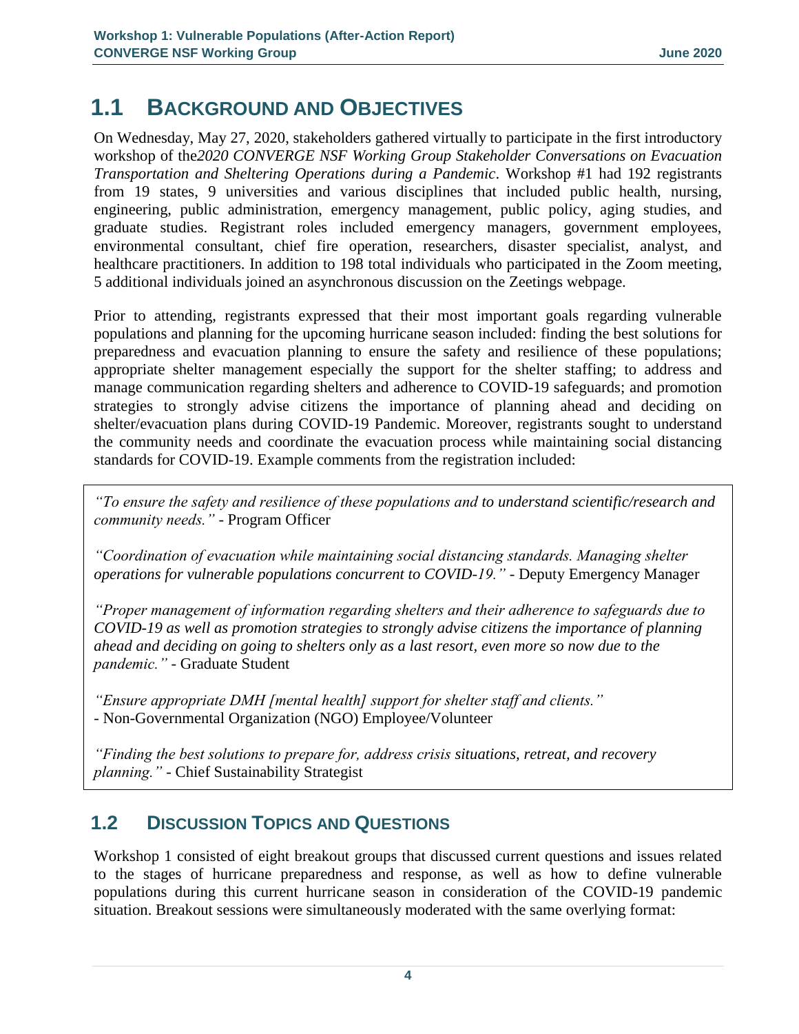## 1.1 BACKGROUND AND OBJECTIVES

On Wednesday, May 27, 2020, stakeholders gathered virtually to participate in the first introductory workshop of the *2020 CONVERGE NSF Working Group Stakeholder Conversations on Evacuation Transportation and Sheltering Operations during a Pandemic*. Workshop #1 had 192 registrants from 19 states, 9 universities and various disciplines that included public health, nursing, engineering, public administration, emergency management, public policy, aging studies, and graduate studies. Registrant roles included emergency managers, government employees, environmental consultant, chief fire operation, researchers, disaster specialist, analyst, and healthcare practitioners. In addition to 198 total individuals who participated in the Zoom meeting, 5 additional individuals joined an asynchronous discussion on the Zeetings webpage.

Prior to attending, registrants expressed that their most important goals regarding vulnerable populations and planning for the upcoming hurricane season included: finding the best solutions for preparedness and evacuation planning to ensure the safety and resilience of these populations; appropriate shelter management especially the support for the shelter staffing; to address and manage communication regarding shelters and adherence to COVID-19 safeguards; and promotion strategies to strongly advise citizens the importance of planning ahead and deciding on shelter/evacuation plans during COVID-19 Pandemic. Moreover, registrants sought to understand the community needs and coordinate the evacuation process while maintaining social distancing standards for COVID-19. Example comments from the registration included:

> *"To ensure the safety and resilience of these populations and to understand scientific/research and community needs."* - Program Officer
>
> *"Coordination of evacuation while maintaining social distancing standards. Managing shelter operations for vulnerable populations concurrent to COVID-19."* - Deputy Emergency Manager
>
> *"Proper management of information regarding shelters and their adherence to safeguards due to COVID-19 as well as promotion strategies to strongly advise citizens the importance of planning ahead and deciding on going to shelters only as a last resort, even more so now due to the pandemic."* - Graduate Student
>
> *"Ensure appropriate DMH [mental health] support for shelter staff and clients."*
> - Non-Governmental Organization (NGO) Employee/Volunteer
>
> *"Finding the best solutions to prepare for, address crisis situations, retreat, and recovery planning."* - Chief Sustainability Strategist

## 1.2 DISCUSSION TOPICS AND QUESTIONS

Workshop 1 consisted of eight breakout groups that discussed current questions and issues related to the stages of hurricane preparedness and response, as well as how to define vulnerable populations during this current hurricane season in consideration of the COVID-19 pandemic situation. Breakout sessions were simultaneously moderated with the same overlying format: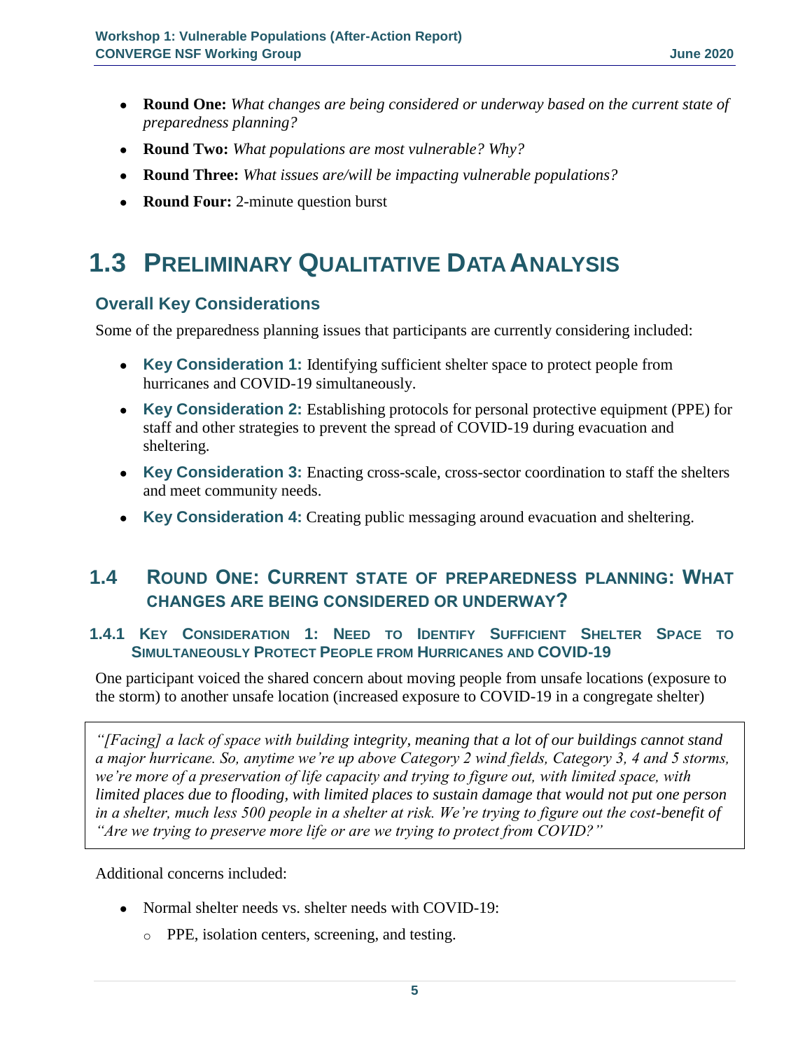- **Round One:** *What changes are being considered or underway based on the current state of preparedness planning?*
- **Round Two:** *What populations are most vulnerable? Why?*
- **Round Three:** *What issues are/will be impacting vulnerable populations?*
- **Round Four:** 2-minute question burst

# 1.3 Preliminary Qualitative Data Analysis

### Overall Key Considerations

Some of the preparedness planning issues that participants are currently considering included:

- **Key Consideration 1:** Identifying sufficient shelter space to protect people from hurricanes and COVID-19 simultaneously.
- **Key Consideration 2:** Establishing protocols for personal protective equipment (PPE) for staff and other strategies to prevent the spread of COVID-19 during evacuation and sheltering.
- **Key Consideration 3:** Enacting cross-scale, cross-sector coordination to staff the shelters and meet community needs.
- **Key Consideration 4:** Creating public messaging around evacuation and sheltering.

## 1.4 Round One: Current State of Preparedness Planning: What Changes Are Being Considered or Underway?

### 1.4.1 Key Consideration 1: Need to Identify Sufficient Shelter Space to Simultaneously Protect People from Hurricanes and COVID-19

One participant voiced the shared concern about moving people from unsafe locations (exposure to the storm) to another unsafe location (increased exposure to COVID-19 in a congregate shelter)

> *"[Facing] a lack of space with building integrity, meaning that a lot of our buildings cannot stand a major hurricane. So, anytime we're up above Category 2 wind fields, Category 3, 4 and 5 storms, we're more of a preservation of life capacity and trying to figure out, with limited space, with limited places due to flooding, with limited places to sustain damage that would not put one person in a shelter, much less 500 people in a shelter at risk. We're trying to figure out the cost-benefit of "Are we trying to preserve more life or are we trying to protect from COVID?"*

Additional concerns included:

- Normal shelter needs vs. shelter needs with COVID-19:
  - PPE, isolation centers, screening, and testing.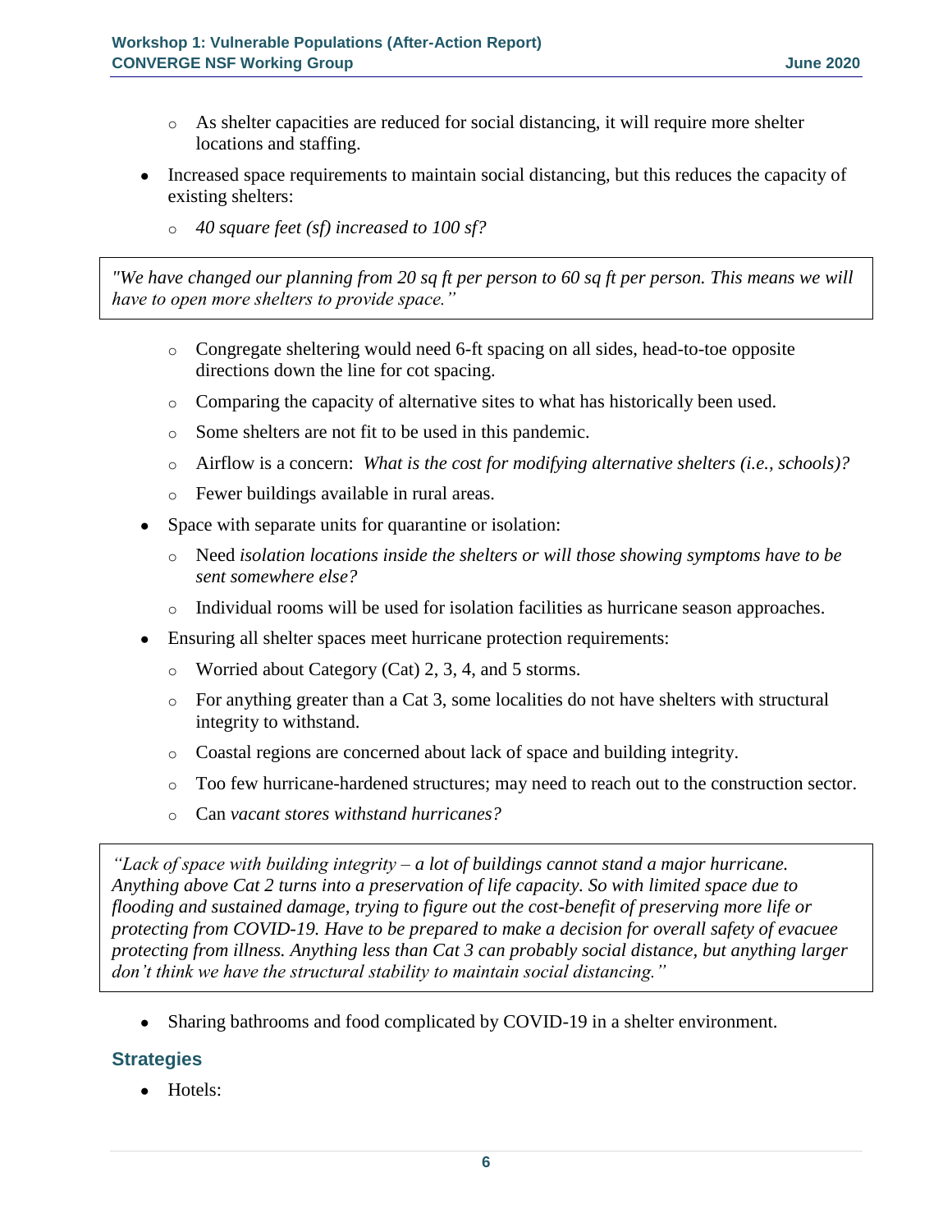- As shelter capacities are reduced for social distancing, it will require more shelter locations and staffing.

- Increased space requirements to maintain social distancing, but this reduces the capacity of existing shelters:
  - *40 square feet (sf) increased to 100 sf?*

> *"We have changed our planning from 20 sq ft per person to 60 sq ft per person. This means we will have to open more shelters to provide space."*

  - Congregate sheltering would need 6-ft spacing on all sides, head-to-toe opposite directions down the line for cot spacing.
  - Comparing the capacity of alternative sites to what has historically been used.
  - Some shelters are not fit to be used in this pandemic.
  - Airflow is a concern: *What is the cost for modifying alternative shelters (i.e., schools)?*
  - Fewer buildings available in rural areas.
- Space with separate units for quarantine or isolation:
  - Need *isolation locations inside the shelters or will those showing symptoms have to be sent somewhere else?*
  - Individual rooms will be used for isolation facilities as hurricane season approaches.
- Ensuring all shelter spaces meet hurricane protection requirements:
  - Worried about Category (Cat) 2, 3, 4, and 5 storms.
  - For anything greater than a Cat 3, some localities do not have shelters with structural integrity to withstand.
  - Coastal regions are concerned about lack of space and building integrity.
  - Too few hurricane-hardened structures; may need to reach out to the construction sector.
  - Can *vacant stores withstand hurricanes?*

> *"Lack of space with building integrity – a lot of buildings cannot stand a major hurricane. Anything above Cat 2 turns into a preservation of life capacity. So with limited space due to flooding and sustained damage, trying to figure out the cost-benefit of preserving more life or protecting from COVID-19. Have to be prepared to make a decision for overall safety of evacuee protecting from illness. Anything less than Cat 3 can probably social distance, but anything larger don't think we have the structural stability to maintain social distancing."*

- Sharing bathrooms and food complicated by COVID-19 in a shelter environment.

### Strategies

- Hotels: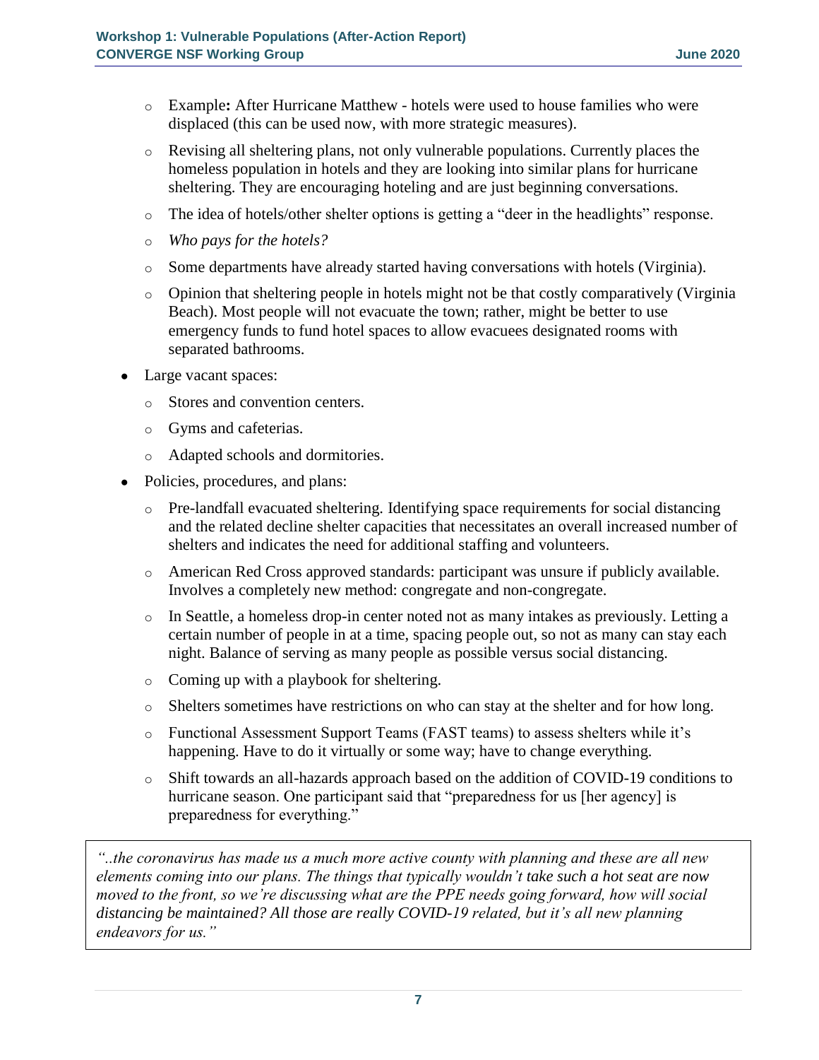- Example**:** After Hurricane Matthew - hotels were used to house families who were displaced (this can be used now, with more strategic measures).
   - Revising all sheltering plans, not only vulnerable populations. Currently places the homeless population in hotels and they are looking into similar plans for hurricane sheltering. They are encouraging hoteling and are just beginning conversations.
   - The idea of hotels/other shelter options is getting a "deer in the headlights" response.
   - *Who pays for the hotels?*
   - Some departments have already started having conversations with hotels (Virginia).
   - Opinion that sheltering people in hotels might not be that costly comparatively (Virginia Beach). Most people will not evacuate the town; rather, might be better to use emergency funds to fund hotel spaces to allow evacuees designated rooms with separated bathrooms.
- Large vacant spaces:
   - Stores and convention centers.
   - Gyms and cafeterias.
   - Adapted schools and dormitories.
- Policies, procedures, and plans:
   - Pre-landfall evacuated sheltering. Identifying space requirements for social distancing and the related decline shelter capacities that necessitates an overall increased number of shelters and indicates the need for additional staffing and volunteers.
   - American Red Cross approved standards: participant was unsure if publicly available. Involves a completely new method: congregate and non-congregate.
   - In Seattle, a homeless drop-in center noted not as many intakes as previously. Letting a certain number of people in at a time, spacing people out, so not as many can stay each night. Balance of serving as many people as possible versus social distancing.
   - Coming up with a playbook for sheltering.
   - Shelters sometimes have restrictions on who can stay at the shelter and for how long.
   - Functional Assessment Support Teams (FAST teams) to assess shelters while it's happening. Have to do it virtually or some way; have to change everything.
   - Shift towards an all-hazards approach based on the addition of COVID-19 conditions to hurricane season. One participant said that "preparedness for us [her agency] is preparedness for everything."

> *"..the coronavirus has made us a much more active county with planning and these are all new elements coming into our plans. The things that typically wouldn't take such a hot seat are now moved to the front, so we're discussing what are the PPE needs going forward, how will social distancing be maintained? All those are really COVID-19 related, but it's all new planning endeavors for us."*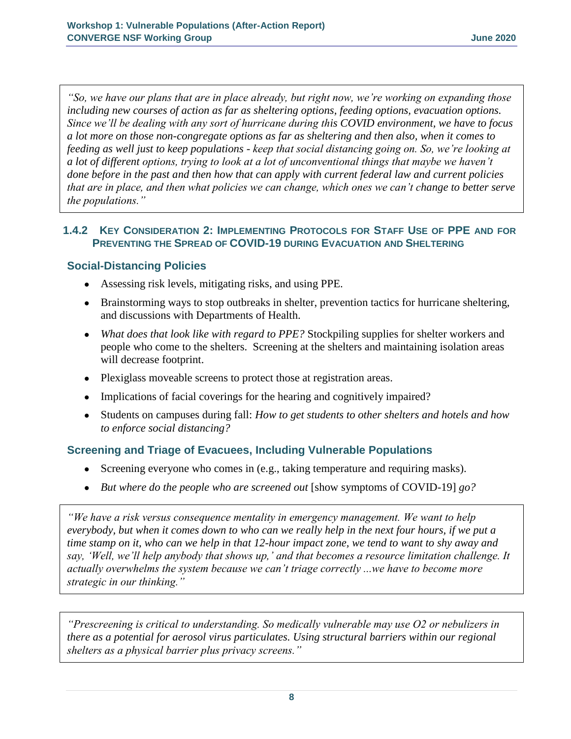> *"So, we have our plans that are in place already, but right now, we're working on expanding those including new courses of action as far as sheltering options, feeding options, evacuation options. Since we'll be dealing with any sort of hurricane during this COVID environment, we have to focus a lot more on those non-congregate options as far as sheltering and then also, when it comes to feeding as well just to keep populations - keep that social distancing going on. So, we're looking at a lot of different options, trying to look at a lot of unconventional things that maybe we haven't done before in the past and then how that can apply with current federal law and current policies that are in place, and then what policies we can change, which ones we can't change to better serve the populations."*

### 1.4.2 Key Consideration 2: Implementing Protocols for Staff Use of PPE and for Preventing the Spread of COVID-19 during Evacuation and Sheltering

#### Social-Distancing Policies

- Assessing risk levels, mitigating risks, and using PPE.
- Brainstorming ways to stop outbreaks in shelter, prevention tactics for hurricane sheltering, and discussions with Departments of Health.
- *What does that look like with regard to PPE?* Stockpiling supplies for shelter workers and people who come to the shelters. Screening at the shelters and maintaining isolation areas will decrease footprint.
- Plexiglass moveable screens to protect those at registration areas.
- Implications of facial coverings for the hearing and cognitively impaired?
- Students on campuses during fall: *How to get students to other shelters and hotels and how to enforce social distancing?*

#### Screening and Triage of Evacuees, Including Vulnerable Populations

- Screening everyone who comes in (e.g., taking temperature and requiring masks).
- *But where do the people who are screened out* [show symptoms of COVID-19] *go?*

> *"We have a risk versus consequence mentality in emergency management. We want to help everybody, but when it comes down to who can we really help in the next four hours, if we put a time stamp on it, who can we help in that 12-hour impact zone, we tend to want to shy away and say, 'Well, we'll help anybody that shows up,' and that becomes a resource limitation challenge. It actually overwhelms the system because we can't triage correctly ...we have to become more strategic in our thinking."*

> *"Prescreening is critical to understanding. So medically vulnerable may use O2 or nebulizers in there as a potential for aerosol virus particulates. Using structural barriers within our regional shelters as a physical barrier plus privacy screens."*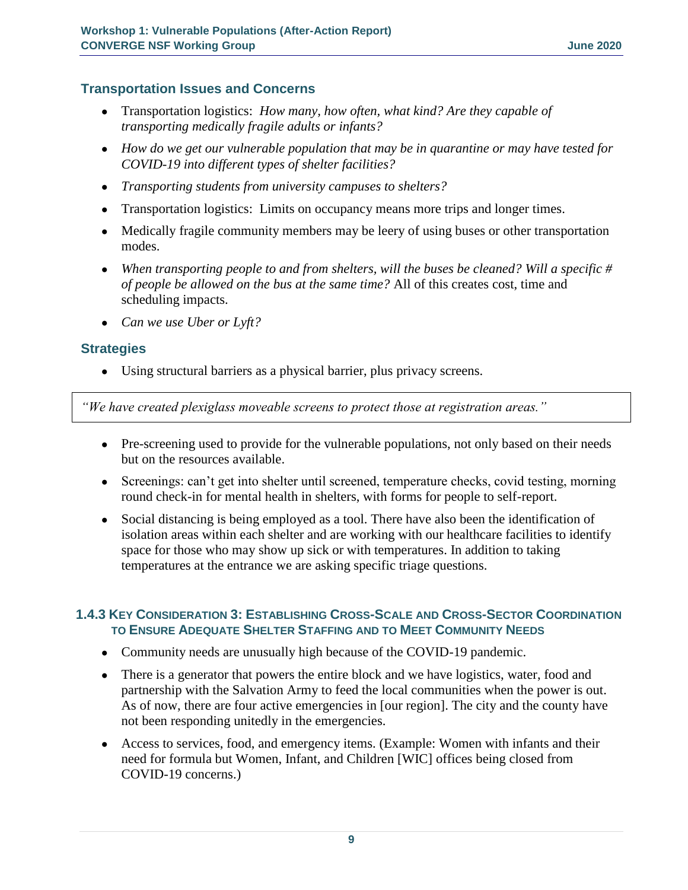### Transportation Issues and Concerns

- Transportation logistics: *How many, how often, what kind? Are they capable of transporting medically fragile adults or infants?*
- *How do we get our vulnerable population that may be in quarantine or may have tested for COVID-19 into different types of shelter facilities?*
- *Transporting students from university campuses to shelters?*
- Transportation logistics: Limits on occupancy means more trips and longer times.
- Medically fragile community members may be leery of using buses or other transportation modes.
- *When transporting people to and from shelters, will the buses be cleaned? Will a specific # of people be allowed on the bus at the same time?* All of this creates cost, time and scheduling impacts.
- *Can we use Uber or Lyft?*

### Strategies

- Using structural barriers as a physical barrier, plus privacy screens.

> *"We have created plexiglass moveable screens to protect those at registration areas."*

- Pre-screening used to provide for the vulnerable populations, not only based on their needs but on the resources available.
- Screenings: can't get into shelter until screened, temperature checks, covid testing, morning round check-in for mental health in shelters, with forms for people to self-report.
- Social distancing is being employed as a tool. There have also been the identification of isolation areas within each shelter and are working with our healthcare facilities to identify space for those who may show up sick or with temperatures. In addition to taking temperatures at the entrance we are asking specific triage questions.

### 1.4.3 Key Consideration 3: Establishing Cross-Scale and Cross-Sector Coordination to Ensure Adequate Shelter Staffing and to Meet Community Needs

- Community needs are unusually high because of the COVID-19 pandemic.
- There is a generator that powers the entire block and we have logistics, water, food and partnership with the Salvation Army to feed the local communities when the power is out. As of now, there are four active emergencies in [our region]. The city and the county have not been responding unitedly in the emergencies.
- Access to services, food, and emergency items. (Example: Women with infants and their need for formula but Women, Infant, and Children [WIC] offices being closed from COVID-19 concerns.)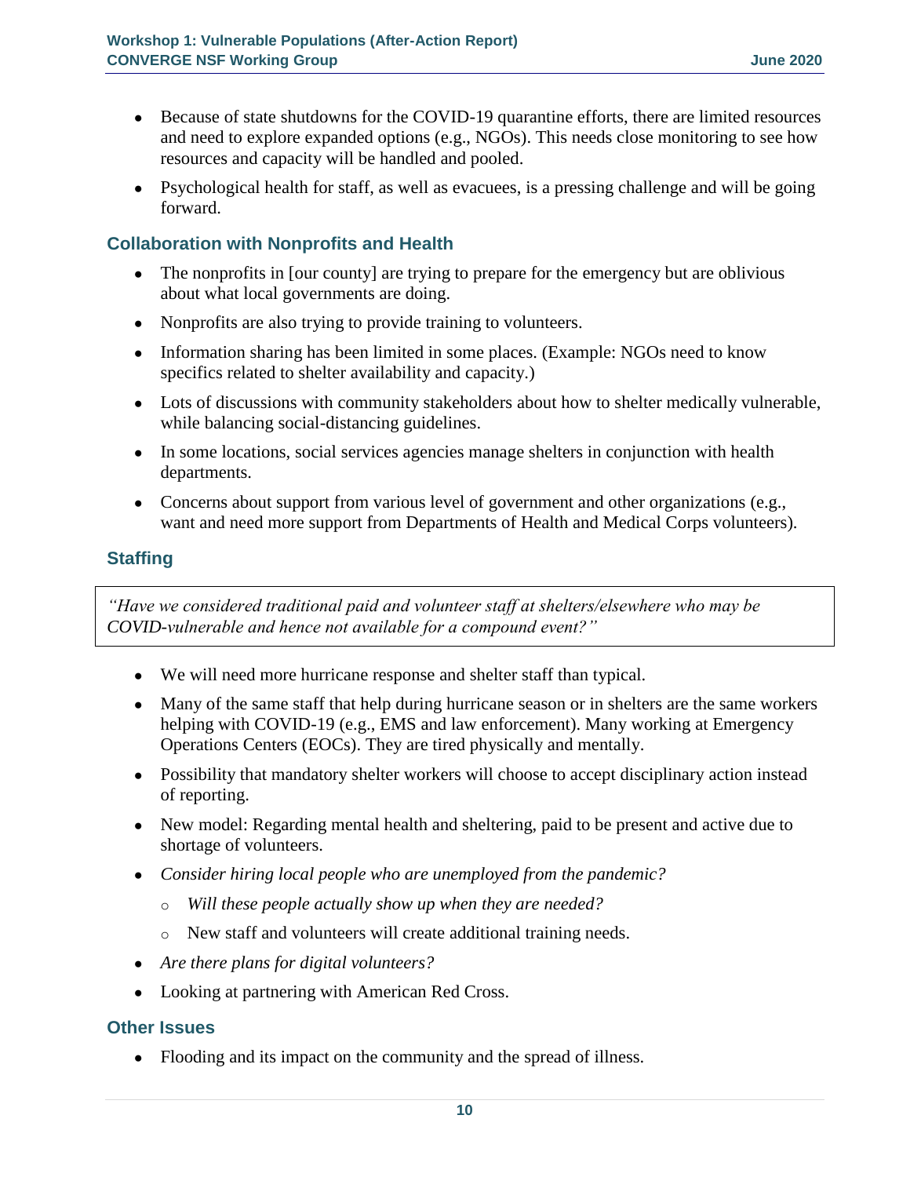- Because of state shutdowns for the COVID-19 quarantine efforts, there are limited resources and need to explore expanded options (e.g., NGOs). This needs close monitoring to see how resources and capacity will be handled and pooled.
- Psychological health for staff, as well as evacuees, is a pressing challenge and will be going forward.

### Collaboration with Nonprofits and Health

- The nonprofits in [our county] are trying to prepare for the emergency but are oblivious about what local governments are doing.
- Nonprofits are also trying to provide training to volunteers.
- Information sharing has been limited in some places. (Example: NGOs need to know specifics related to shelter availability and capacity.)
- Lots of discussions with community stakeholders about how to shelter medically vulnerable, while balancing social-distancing guidelines.
- In some locations, social services agencies manage shelters in conjunction with health departments.
- Concerns about support from various level of government and other organizations (e.g., want and need more support from Departments of Health and Medical Corps volunteers).

### Staffing

> *"Have we considered traditional paid and volunteer staff at shelters/elsewhere who may be COVID-vulnerable and hence not available for a compound event?"*

- We will need more hurricane response and shelter staff than typical.
- Many of the same staff that help during hurricane season or in shelters are the same workers helping with COVID-19 (e.g., EMS and law enforcement). Many working at Emergency Operations Centers (EOCs). They are tired physically and mentally.
- Possibility that mandatory shelter workers will choose to accept disciplinary action instead of reporting.
- New model: Regarding mental health and sheltering, paid to be present and active due to shortage of volunteers.
- *Consider hiring local people who are unemployed from the pandemic?*
  - *Will these people actually show up when they are needed?*
  - New staff and volunteers will create additional training needs.
- *Are there plans for digital volunteers?*
- Looking at partnering with American Red Cross.

### Other Issues

- Flooding and its impact on the community and the spread of illness.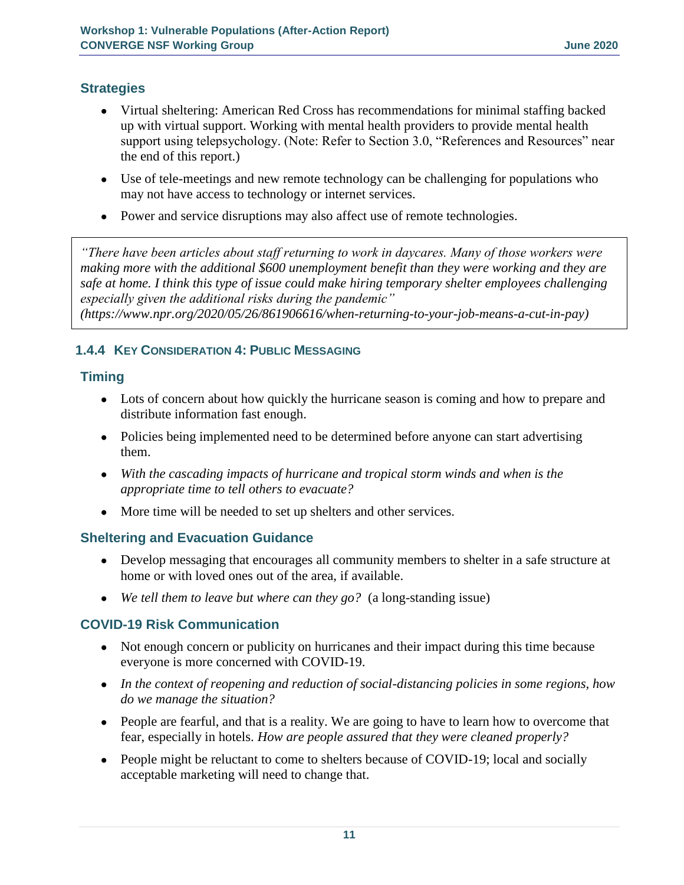### Strategies

- Virtual sheltering: American Red Cross has recommendations for minimal staffing backed up with virtual support. Working with mental health providers to provide mental health support using telepsychology. (Note: Refer to Section 3.0, "References and Resources" near the end of this report.)
- Use of tele-meetings and new remote technology can be challenging for populations who may not have access to technology or internet services.
- Power and service disruptions may also affect use of remote technologies.

> *"There have been articles about staff returning to work in daycares. Many of those workers were making more with the additional $600 unemployment benefit than they were working and they are safe at home. I think this type of issue could make hiring temporary shelter employees challenging especially given the additional risks during the pandemic" (https://www.npr.org/2020/05/26/861906616/when-returning-to-your-job-means-a-cut-in-pay)*

## 1.4.4 Key Consideration 4: Public Messaging

### Timing

- Lots of concern about how quickly the hurricane season is coming and how to prepare and distribute information fast enough.
- Policies being implemented need to be determined before anyone can start advertising them.
- *With the cascading impacts of hurricane and tropical storm winds and when is the appropriate time to tell others to evacuate?*
- More time will be needed to set up shelters and other services.

### Sheltering and Evacuation Guidance

- Develop messaging that encourages all community members to shelter in a safe structure at home or with loved ones out of the area, if available.
- *We tell them to leave but where can they go?* (a long-standing issue)

### COVID-19 Risk Communication

- Not enough concern or publicity on hurricanes and their impact during this time because everyone is more concerned with COVID-19.
- *In the context of reopening and reduction of social-distancing policies in some regions, how do we manage the situation?*
- People are fearful, and that is a reality. We are going to have to learn how to overcome that fear, especially in hotels. *How are people assured that they were cleaned properly?*
- People might be reluctant to come to shelters because of COVID-19; local and socially acceptable marketing will need to change that.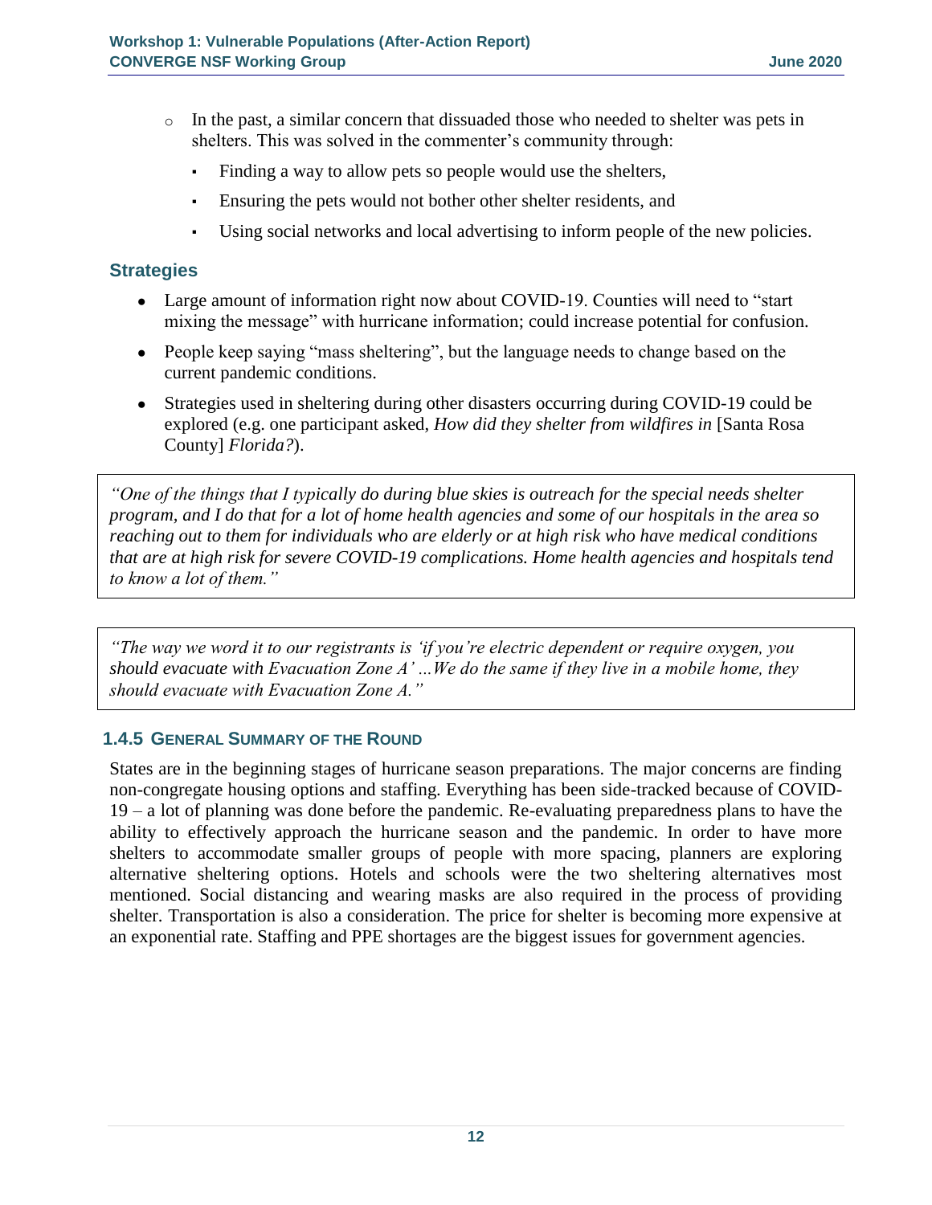- In the past, a similar concern that dissuaded those who needed to shelter was pets in shelters. This was solved in the commenter's community through:
  - Finding a way to allow pets so people would use the shelters,
  - Ensuring the pets would not bother other shelter residents, and
  - Using social networks and local advertising to inform people of the new policies.

### Strategies

- Large amount of information right now about COVID-19. Counties will need to "start mixing the message" with hurricane information; could increase potential for confusion.
- People keep saying "mass sheltering", but the language needs to change based on the current pandemic conditions.
- Strategies used in sheltering during other disasters occurring during COVID-19 could be explored (e.g. one participant asked, *How did they shelter from wildfires in* [Santa Rosa County] *Florida?*).

> *"One of the things that I typically do during blue skies is outreach for the special needs shelter program, and I do that for a lot of home health agencies and some of our hospitals in the area so reaching out to them for individuals who are elderly or at high risk who have medical conditions that are at high risk for severe COVID-19 complications. Home health agencies and hospitals tend to know a lot of them."*

> *"The way we word it to our registrants is 'if you're electric dependent or require oxygen, you should evacuate with Evacuation Zone A' …We do the same if they live in a mobile home, they should evacuate with Evacuation Zone A."*

### 1.4.5 General Summary of the Round

States are in the beginning stages of hurricane season preparations. The major concerns are finding non-congregate housing options and staffing. Everything has been side-tracked because of COVID-19 – a lot of planning was done before the pandemic. Re-evaluating preparedness plans to have the ability to effectively approach the hurricane season and the pandemic. In order to have more shelters to accommodate smaller groups of people with more spacing, planners are exploring alternative sheltering options. Hotels and schools were the two sheltering alternatives most mentioned. Social distancing and wearing masks are also required in the process of providing shelter. Transportation is also a consideration. The price for shelter is becoming more expensive at an exponential rate. Staffing and PPE shortages are the biggest issues for government agencies.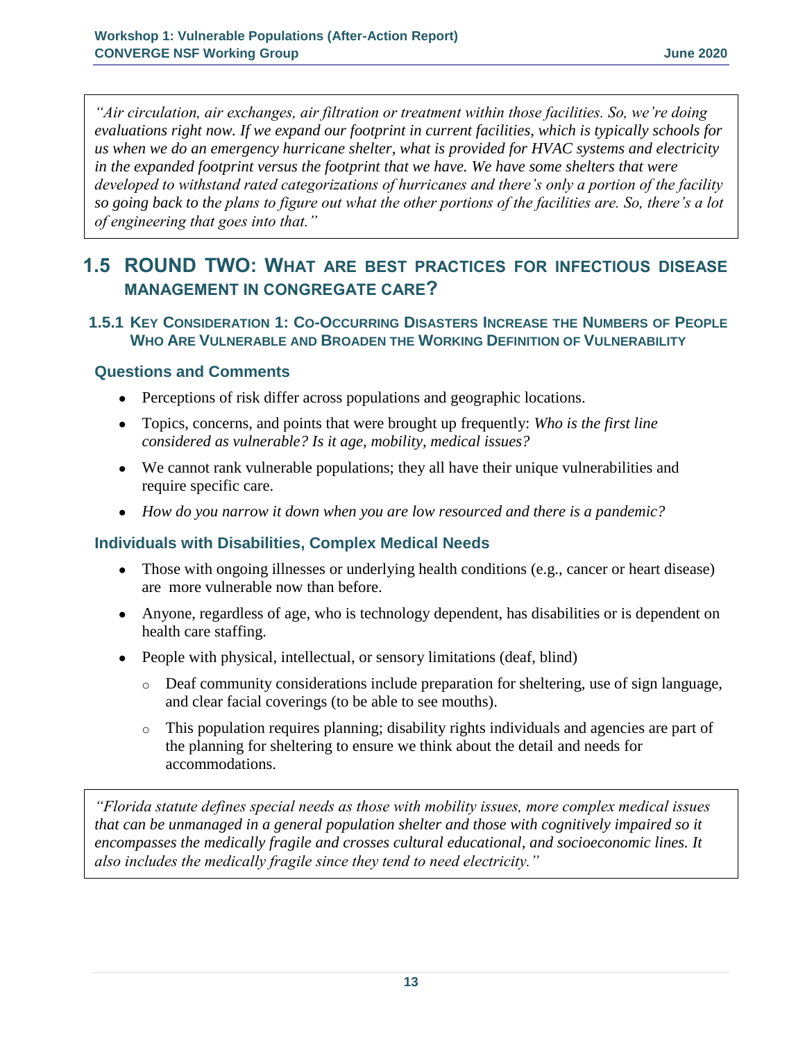*"Air circulation, air exchanges, air filtration or treatment within those facilities. So, we're doing evaluations right now. If we expand our footprint in current facilities, which is typically schools for us when we do an emergency hurricane shelter, what is provided for HVAC systems and electricity in the expanded footprint versus the footprint that we have. We have some shelters that were developed to withstand rated categorizations of hurricanes and there's only a portion of the facility so going back to the plans to figure out what the other portions of the facilities are. So, there's a lot of engineering that goes into that."*

## 1.5 Round Two: What are best practices for infectious disease management in congregate care?

### 1.5.1 Key Consideration 1: Co-Occurring Disasters Increase the Numbers of People Who Are Vulnerable and Broaden the Working Definition of Vulnerability

#### Questions and Comments

- Perceptions of risk differ across populations and geographic locations.
- Topics, concerns, and points that were brought up frequently: *Who is the first line considered as vulnerable? Is it age, mobility, medical issues?*
- We cannot rank vulnerable populations; they all have their unique vulnerabilities and require specific care.
- *How do you narrow it down when you are low resourced and there is a pandemic?*

#### Individuals with Disabilities, Complex Medical Needs

- Those with ongoing illnesses or underlying health conditions (e.g., cancer or heart disease) are more vulnerable now than before.
- Anyone, regardless of age, who is technology dependent, has disabilities or is dependent on health care staffing.
- People with physical, intellectual, or sensory limitations (deaf, blind)
  - Deaf community considerations include preparation for sheltering, use of sign language, and clear facial coverings (to be able to see mouths).
  - This population requires planning; disability rights individuals and agencies are part of the planning for sheltering to ensure we think about the detail and needs for accommodations.

*"Florida statute defines special needs as those with mobility issues, more complex medical issues that can be unmanaged in a general population shelter and those with cognitively impaired so it encompasses the medically fragile and crosses cultural educational, and socioeconomic lines. It also includes the medically fragile since they tend to need electricity."*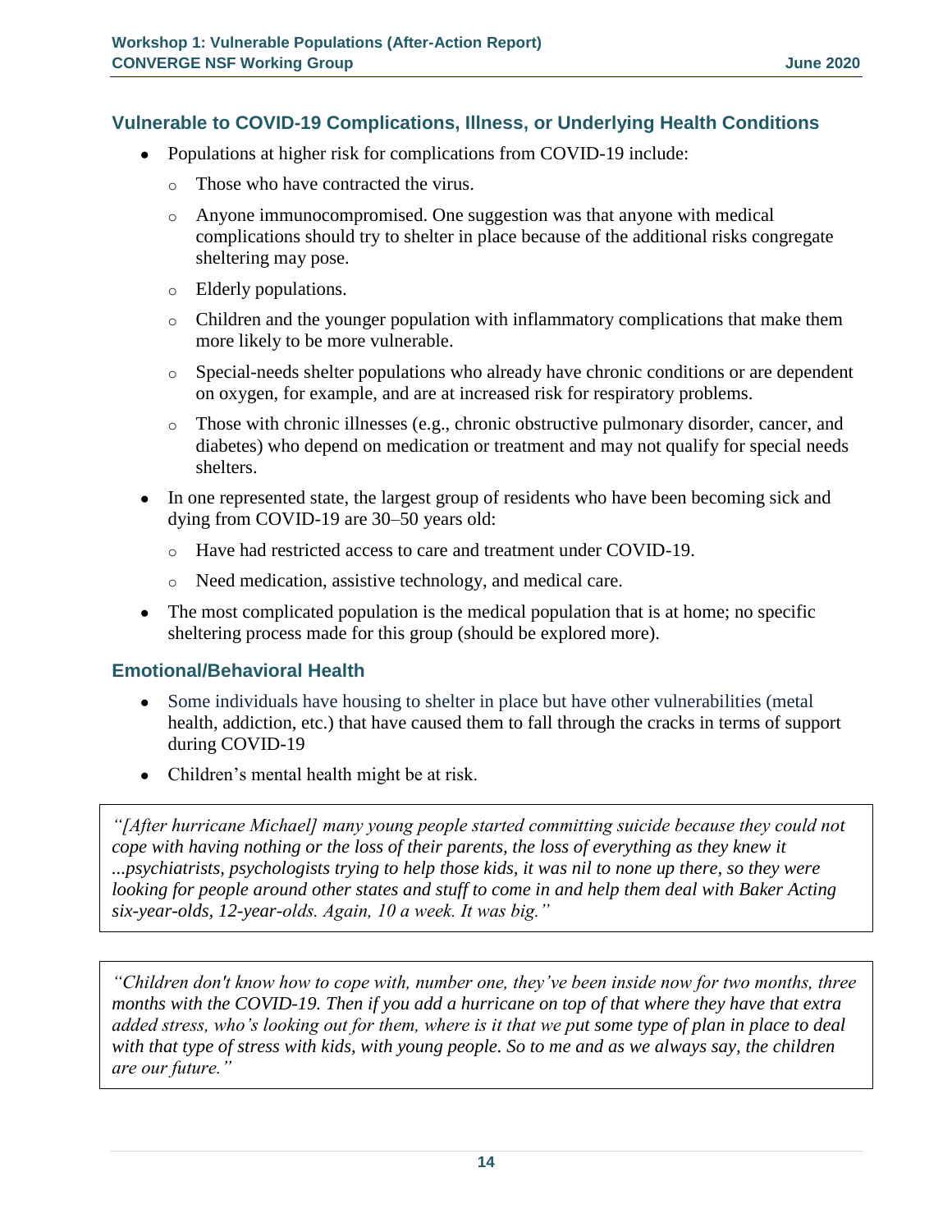## Vulnerable to COVID-19 Complications, Illness, or Underlying Health Conditions

- Populations at higher risk for complications from COVID-19 include:
  - Those who have contracted the virus.
  - Anyone immunocompromised. One suggestion was that anyone with medical complications should try to shelter in place because of the additional risks congregate sheltering may pose.
  - Elderly populations.
  - Children and the younger population with inflammatory complications that make them more likely to be more vulnerable.
  - Special-needs shelter populations who already have chronic conditions or are dependent on oxygen, for example, and are at increased risk for respiratory problems.
  - Those with chronic illnesses (e.g., chronic obstructive pulmonary disorder, cancer, and diabetes) who depend on medication or treatment and may not qualify for special needs shelters.
- In one represented state, the largest group of residents who have been becoming sick and dying from COVID-19 are 30–50 years old:
  - Have had restricted access to care and treatment under COVID-19.
  - Need medication, assistive technology, and medical care.
- The most complicated population is the medical population that is at home; no specific sheltering process made for this group (should be explored more).

### Emotional/Behavioral Health

- Some individuals have housing to shelter in place but have other vulnerabilities (metal health, addiction, etc.) that have caused them to fall through the cracks in terms of support during COVID-19
- Children's mental health might be at risk.

> *"[After hurricane Michael] many young people started committing suicide because they could not cope with having nothing or the loss of their parents, the loss of everything as they knew it ...psychiatrists, psychologists trying to help those kids, it was nil to none up there, so they were looking for people around other states and stuff to come in and help them deal with Baker Acting six-year-olds, 12-year-olds. Again, 10 a week. It was big."*

> *"Children don't know how to cope with, number one, they've been inside now for two months, three months with the COVID-19. Then if you add a hurricane on top of that where they have that extra added stress, who's looking out for them, where is it that we put some type of plan in place to deal with that type of stress with kids, with young people. So to me and as we always say, the children are our future."*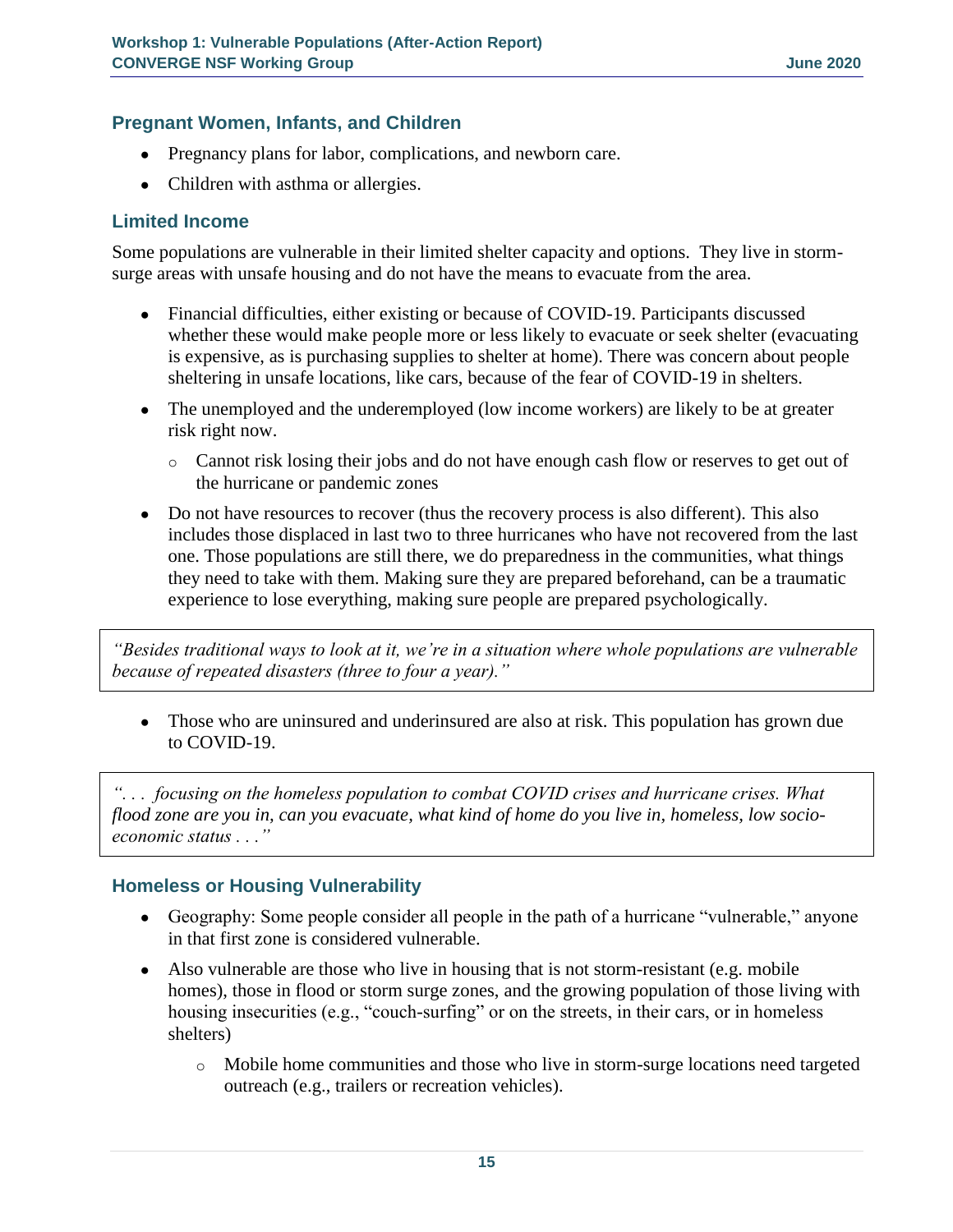### Pregnant Women, Infants, and Children

- Pregnancy plans for labor, complications, and newborn care.
- Children with asthma or allergies.

### Limited Income

Some populations are vulnerable in their limited shelter capacity and options. They live in storm-surge areas with unsafe housing and do not have the means to evacuate from the area.

- Financial difficulties, either existing or because of COVID-19. Participants discussed whether these would make people more or less likely to evacuate or seek shelter (evacuating is expensive, as is purchasing supplies to shelter at home). There was concern about people sheltering in unsafe locations, like cars, because of the fear of COVID-19 in shelters.
- The unemployed and the underemployed (low income workers) are likely to be at greater risk right now.
  - Cannot risk losing their jobs and do not have enough cash flow or reserves to get out of the hurricane or pandemic zones
- Do not have resources to recover (thus the recovery process is also different). This also includes those displaced in last two to three hurricanes who have not recovered from the last one. Those populations are still there, we do preparedness in the communities, what things they need to take with them. Making sure they are prepared beforehand, can be a traumatic experience to lose everything, making sure people are prepared psychologically.

> *"Besides traditional ways to look at it, we're in a situation where whole populations are vulnerable because of repeated disasters (three to four a year)."*

- Those who are uninsured and underinsured are also at risk. This population has grown due to COVID-19.

> *". . . focusing on the homeless population to combat COVID crises and hurricane crises. What flood zone are you in, can you evacuate, what kind of home do you live in, homeless, low socio-economic status . . ."*

### Homeless or Housing Vulnerability

- Geography: Some people consider all people in the path of a hurricane "vulnerable," anyone in that first zone is considered vulnerable.
- Also vulnerable are those who live in housing that is not storm-resistant (e.g. mobile homes), those in flood or storm surge zones, and the growing population of those living with housing insecurities (e.g., "couch-surfing" or on the streets, in their cars, or in homeless shelters)
  - Mobile home communities and those who live in storm-surge locations need targeted outreach (e.g., trailers or recreation vehicles).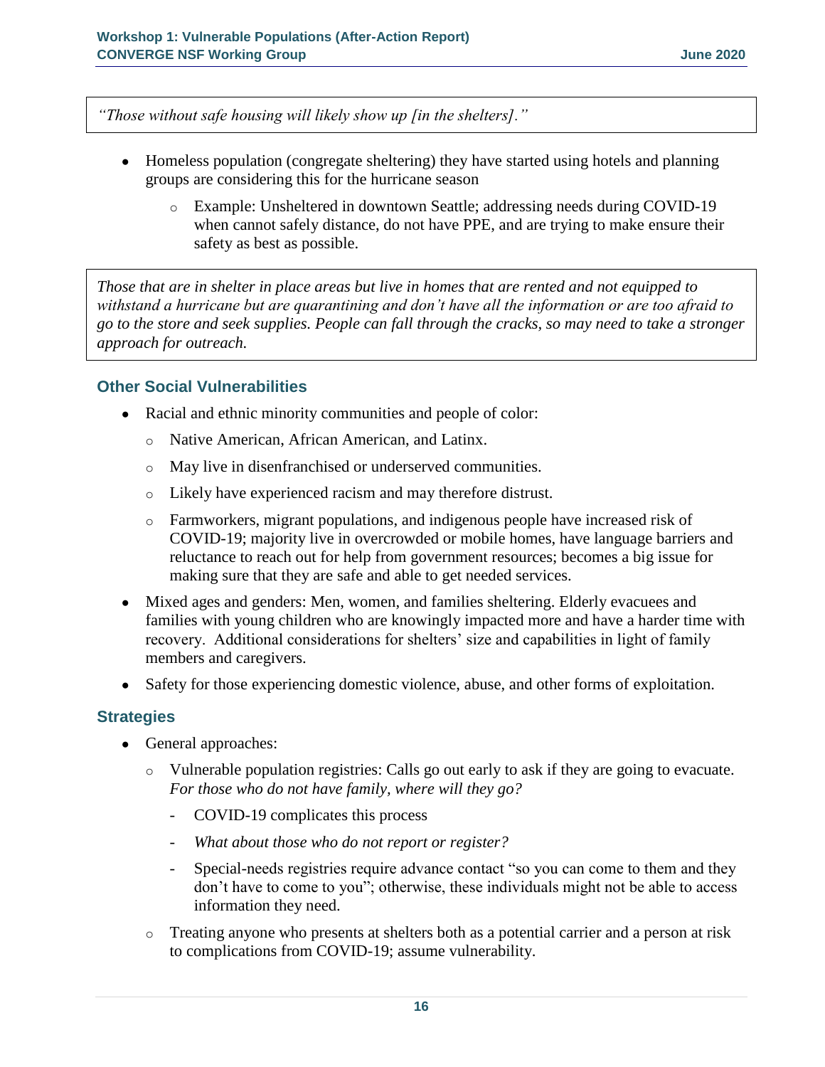> *"Those without safe housing will likely show up [in the shelters]."*

- Homeless population (congregate sheltering) they have started using hotels and planning groups are considering this for the hurricane season
  - Example: Unsheltered in downtown Seattle; addressing needs during COVID-19 when cannot safely distance, do not have PPE, and are trying to make ensure their safety as best as possible.

> *Those that are in shelter in place areas but live in homes that are rented and not equipped to withstand a hurricane but are quarantining and don't have all the information or are too afraid to go to the store and seek supplies. People can fall through the cracks, so may need to take a stronger approach for outreach.*

### Other Social Vulnerabilities

- Racial and ethnic minority communities and people of color:
  - Native American, African American, and Latinx.
  - May live in disenfranchised or underserved communities.
  - Likely have experienced racism and may therefore distrust.
  - Farmworkers, migrant populations, and indigenous people have increased risk of COVID-19; majority live in overcrowded or mobile homes, have language barriers and reluctance to reach out for help from government resources; becomes a big issue for making sure that they are safe and able to get needed services.
- Mixed ages and genders: Men, women, and families sheltering. Elderly evacuees and families with young children who are knowingly impacted more and have a harder time with recovery. Additional considerations for shelters' size and capabilities in light of family members and caregivers.
- Safety for those experiencing domestic violence, abuse, and other forms of exploitation.

### Strategies

- General approaches:
  - Vulnerable population registries: Calls go out early to ask if they are going to evacuate. *For those who do not have family, where will they go?*
    - COVID-19 complicates this process
    - *What about those who do not report or register?*
    - Special-needs registries require advance contact "so you can come to them and they don't have to come to you"; otherwise, these individuals might not be able to access information they need.
  - Treating anyone who presents at shelters both as a potential carrier and a person at risk to complications from COVID-19; assume vulnerability.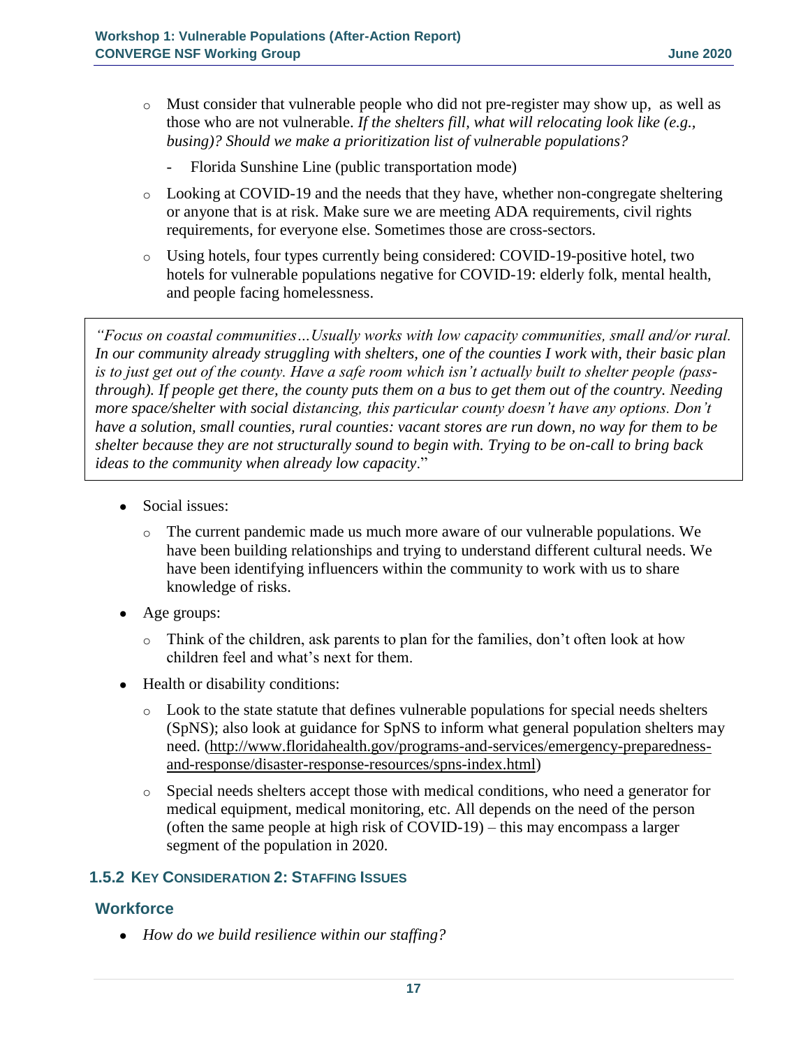- Must consider that vulnerable people who did not pre-register may show up, as well as those who are not vulnerable. *If the shelters fill, what will relocating look like (e.g., busing)? Should we make a prioritization list of vulnerable populations?*
  - Florida Sunshine Line (public transportation mode)
- Looking at COVID-19 and the needs that they have, whether non-congregate sheltering or anyone that is at risk. Make sure we are meeting ADA requirements, civil rights requirements, for everyone else. Sometimes those are cross-sectors.
- Using hotels, four types currently being considered: COVID-19-positive hotel, two hotels for vulnerable populations negative for COVID-19: elderly folk, mental health, and people facing homelessness.

> *"Focus on coastal communities…Usually works with low capacity communities, small and/or rural. In our community already struggling with shelters, one of the counties I work with, their basic plan is to just get out of the county. Have a safe room which isn't actually built to shelter people (pass-through). If people get there, the county puts them on a bus to get them out of the country. Needing more space/shelter with social distancing, this particular county doesn't have any options. Don't have a solution, small counties, rural counties: vacant stores are run down, no way for them to be shelter because they are not structurally sound to begin with. Trying to be on-call to bring back ideas to the community when already low capacity*."

- Social issues:
  - The current pandemic made us much more aware of our vulnerable populations. We have been building relationships and trying to understand different cultural needs. We have been identifying influencers within the community to work with us to share knowledge of risks.
- Age groups:
  - Think of the children, ask parents to plan for the families, don't often look at how children feel and what's next for them.
- Health or disability conditions:
  - Look to the state statute that defines vulnerable populations for special needs shelters (SpNS); also look at guidance for SpNS to inform what general population shelters may need. (http://www.floridahealth.gov/programs-and-services/emergency-preparedness-and-response/disaster-response-resources/spns-index.html)
  - Special needs shelters accept those with medical conditions, who need a generator for medical equipment, medical monitoring, etc. All depends on the need of the person (often the same people at high risk of COVID-19) – this may encompass a larger segment of the population in 2020.

### 1.5.2 Key Consideration 2: Staffing Issues

## Workforce

- *How do we build resilience within our staffing?*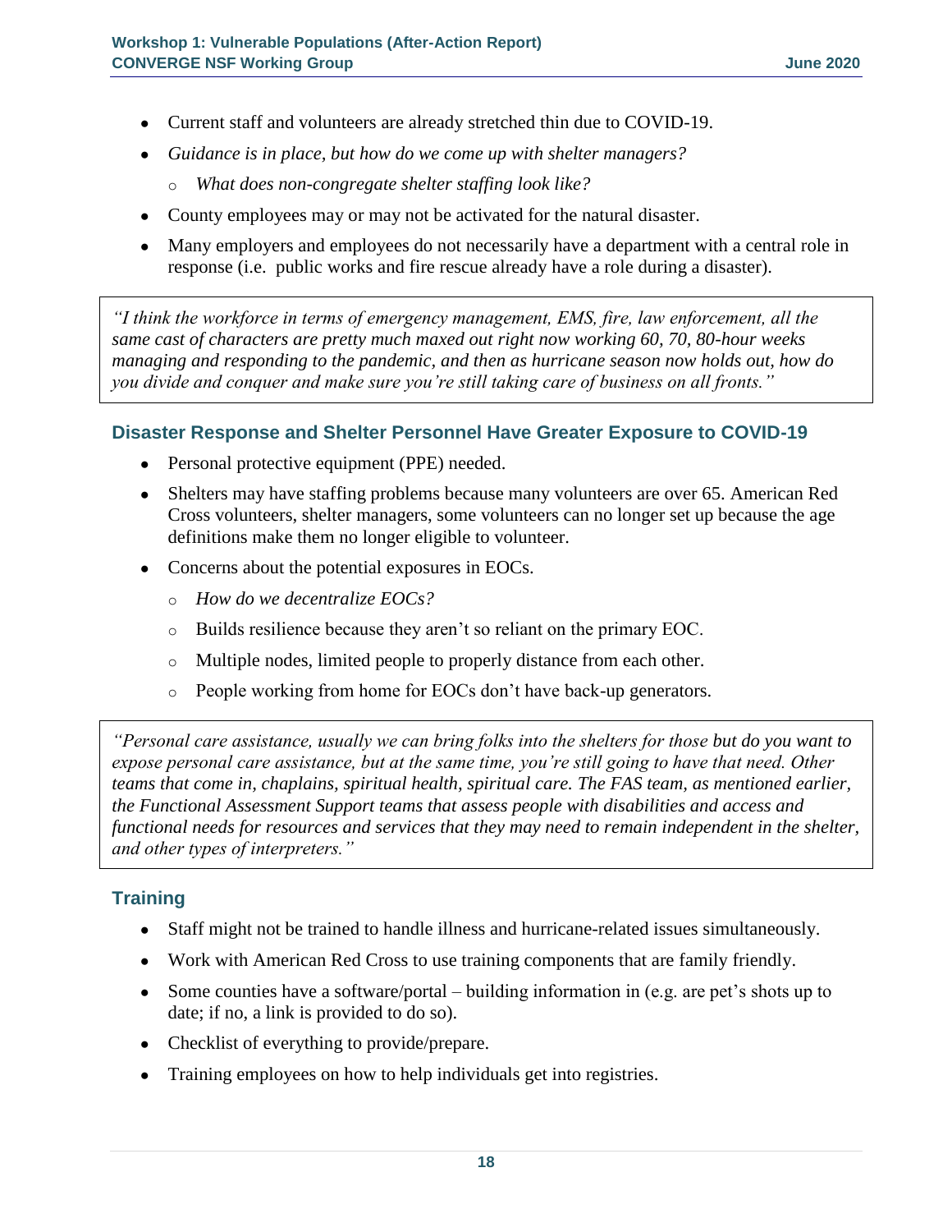- Current staff and volunteers are already stretched thin due to COVID-19.
- *Guidance is in place, but how do we come up with shelter managers?*
  - *What does non-congregate shelter staffing look like?*
- County employees may or may not be activated for the natural disaster.
- Many employers and employees do not necessarily have a department with a central role in response (i.e. public works and fire rescue already have a role during a disaster).

> *"I think the workforce in terms of emergency management, EMS, fire, law enforcement, all the same cast of characters are pretty much maxed out right now working 60, 70, 80-hour weeks managing and responding to the pandemic, and then as hurricane season now holds out, how do you divide and conquer and make sure you're still taking care of business on all fronts."*

### Disaster Response and Shelter Personnel Have Greater Exposure to COVID-19

- Personal protective equipment (PPE) needed.
- Shelters may have staffing problems because many volunteers are over 65. American Red Cross volunteers, shelter managers, some volunteers can no longer set up because the age definitions make them no longer eligible to volunteer.
- Concerns about the potential exposures in EOCs.
  - *How do we decentralize EOCs?*
  - Builds resilience because they aren't so reliant on the primary EOC.
  - Multiple nodes, limited people to properly distance from each other.
  - People working from home for EOCs don't have back-up generators.

> *"Personal care assistance, usually we can bring folks into the shelters for those but do you want to expose personal care assistance, but at the same time, you're still going to have that need. Other teams that come in, chaplains, spiritual health, spiritual care. The FAS team, as mentioned earlier, the Functional Assessment Support teams that assess people with disabilities and access and functional needs for resources and services that they may need to remain independent in the shelter, and other types of interpreters."*

### Training

- Staff might not be trained to handle illness and hurricane-related issues simultaneously.
- Work with American Red Cross to use training components that are family friendly.
- Some counties have a software/portal – building information in (e.g. are pet's shots up to date; if no, a link is provided to do so).
- Checklist of everything to provide/prepare.
- Training employees on how to help individuals get into registries.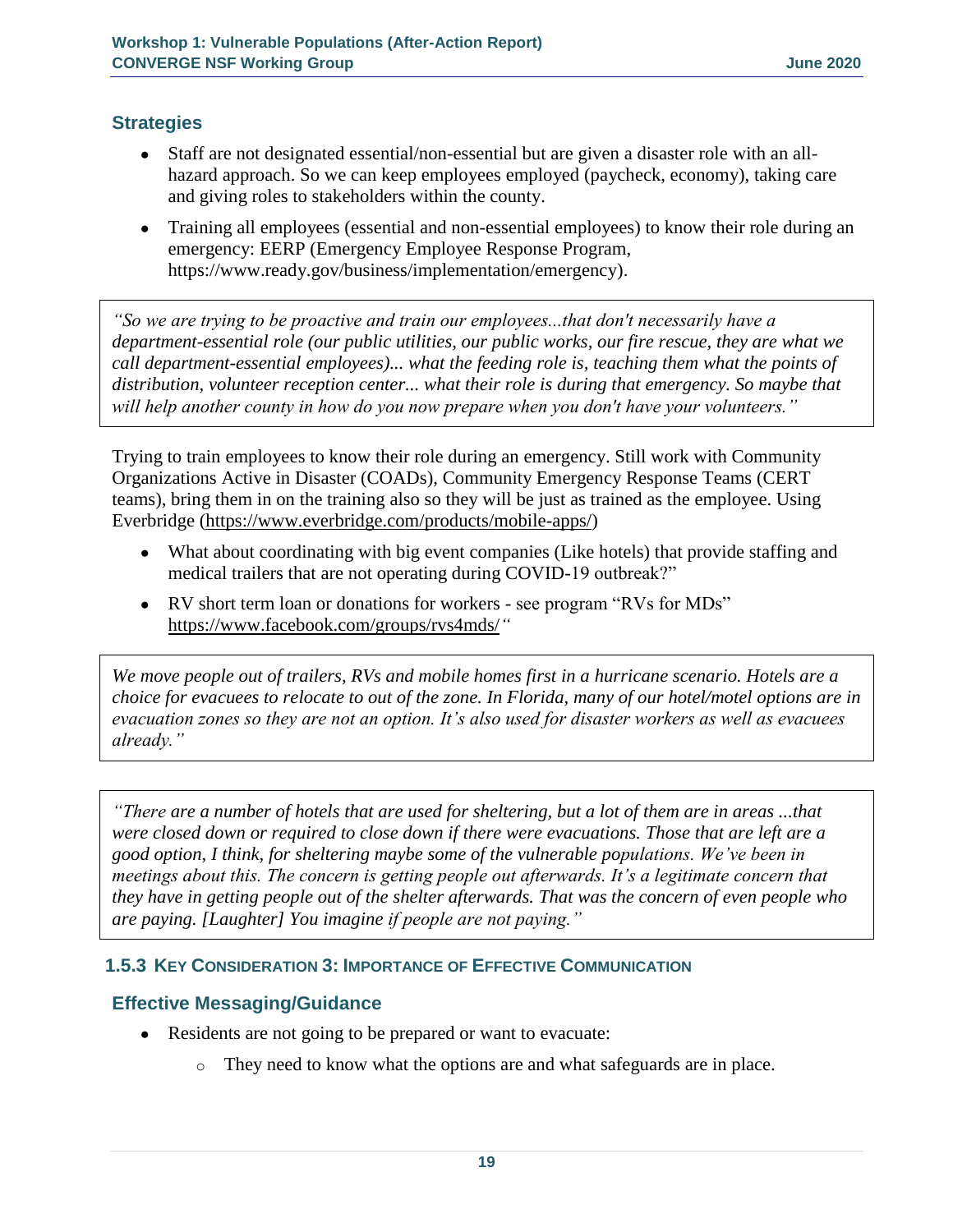### Strategies

- Staff are not designated essential/non-essential but are given a disaster role with an all-hazard approach. So we can keep employees employed (paycheck, economy), taking care and giving roles to stakeholders within the county.
- Training all employees (essential and non-essential employees) to know their role during an emergency: EERP (Emergency Employee Response Program, https://www.ready.gov/business/implementation/emergency).

> *"So we are trying to be proactive and train our employees...that don't necessarily have a department-essential role (our public utilities, our public works, our fire rescue, they are what we call department-essential employees)... what the feeding role is, teaching them what the points of distribution, volunteer reception center... what their role is during that emergency. So maybe that will help another county in how do you now prepare when you don't have your volunteers."*

Trying to train employees to know their role during an emergency. Still work with Community Organizations Active in Disaster (COADs), Community Emergency Response Teams (CERT teams), bring them in on the training also so they will be just as trained as the employee. Using Everbridge (https://www.everbridge.com/products/mobile-apps/)

- What about coordinating with big event companies (Like hotels) that provide staffing and medical trailers that are not operating during COVID-19 outbreak?"
- RV short term loan or donations for workers - see program "RVs for MDs" https://www.facebook.com/groups/rvs4mds/"

> *We move people out of trailers, RVs and mobile homes first in a hurricane scenario. Hotels are a choice for evacuees to relocate to out of the zone. In Florida, many of our hotel/motel options are in evacuation zones so they are not an option. It's also used for disaster workers as well as evacuees already."*

> *"There are a number of hotels that are used for sheltering, but a lot of them are in areas ...that were closed down or required to close down if there were evacuations. Those that are left are a good option, I think, for sheltering maybe some of the vulnerable populations. We've been in meetings about this. The concern is getting people out afterwards. It's a legitimate concern that they have in getting people out of the shelter afterwards. That was the concern of even people who are paying. [Laughter] You imagine if people are not paying."*

## 1.5.3 Key Consideration 3: Importance of Effective Communication

### Effective Messaging/Guidance

- Residents are not going to be prepared or want to evacuate:
  - They need to know what the options are and what safeguards are in place.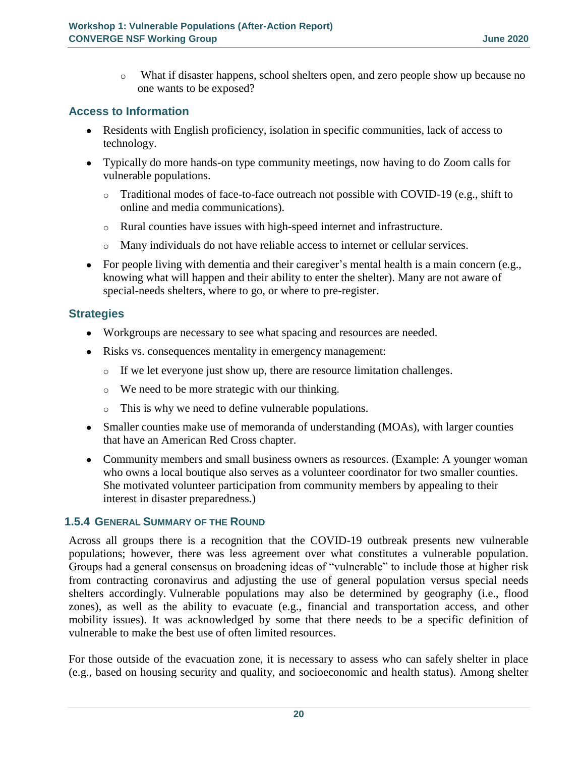- What if disaster happens, school shelters open, and zero people show up because no one wants to be exposed?

### Access to Information

- Residents with English proficiency, isolation in specific communities, lack of access to technology.
- Typically do more hands-on type community meetings, now having to do Zoom calls for vulnerable populations.
  - Traditional modes of face-to-face outreach not possible with COVID-19 (e.g., shift to online and media communications).
  - Rural counties have issues with high-speed internet and infrastructure.
  - Many individuals do not have reliable access to internet or cellular services.
- For people living with dementia and their caregiver's mental health is a main concern (e.g., knowing what will happen and their ability to enter the shelter). Many are not aware of special-needs shelters, where to go, or where to pre-register.

### Strategies

- Workgroups are necessary to see what spacing and resources are needed.
- Risks vs. consequences mentality in emergency management:
  - If we let everyone just show up, there are resource limitation challenges.
  - We need to be more strategic with our thinking.
  - This is why we need to define vulnerable populations.
- Smaller counties make use of memoranda of understanding (MOAs), with larger counties that have an American Red Cross chapter.
- Community members and small business owners as resources. (Example: A younger woman who owns a local boutique also serves as a volunteer coordinator for two smaller counties. She motivated volunteer participation from community members by appealing to their interest in disaster preparedness.)

### 1.5.4 General Summary of the Round

Across all groups there is a recognition that the COVID-19 outbreak presents new vulnerable populations; however, there was less agreement over what constitutes a vulnerable population. Groups had a general consensus on broadening ideas of "vulnerable" to include those at higher risk from contracting coronavirus and adjusting the use of general population versus special needs shelters accordingly. Vulnerable populations may also be determined by geography (i.e., flood zones), as well as the ability to evacuate (e.g., financial and transportation access, and other mobility issues). It was acknowledged by some that there needs to be a specific definition of vulnerable to make the best use of often limited resources.

For those outside of the evacuation zone, it is necessary to assess who can safely shelter in place (e.g., based on housing security and quality, and socioeconomic and health status). Among shelter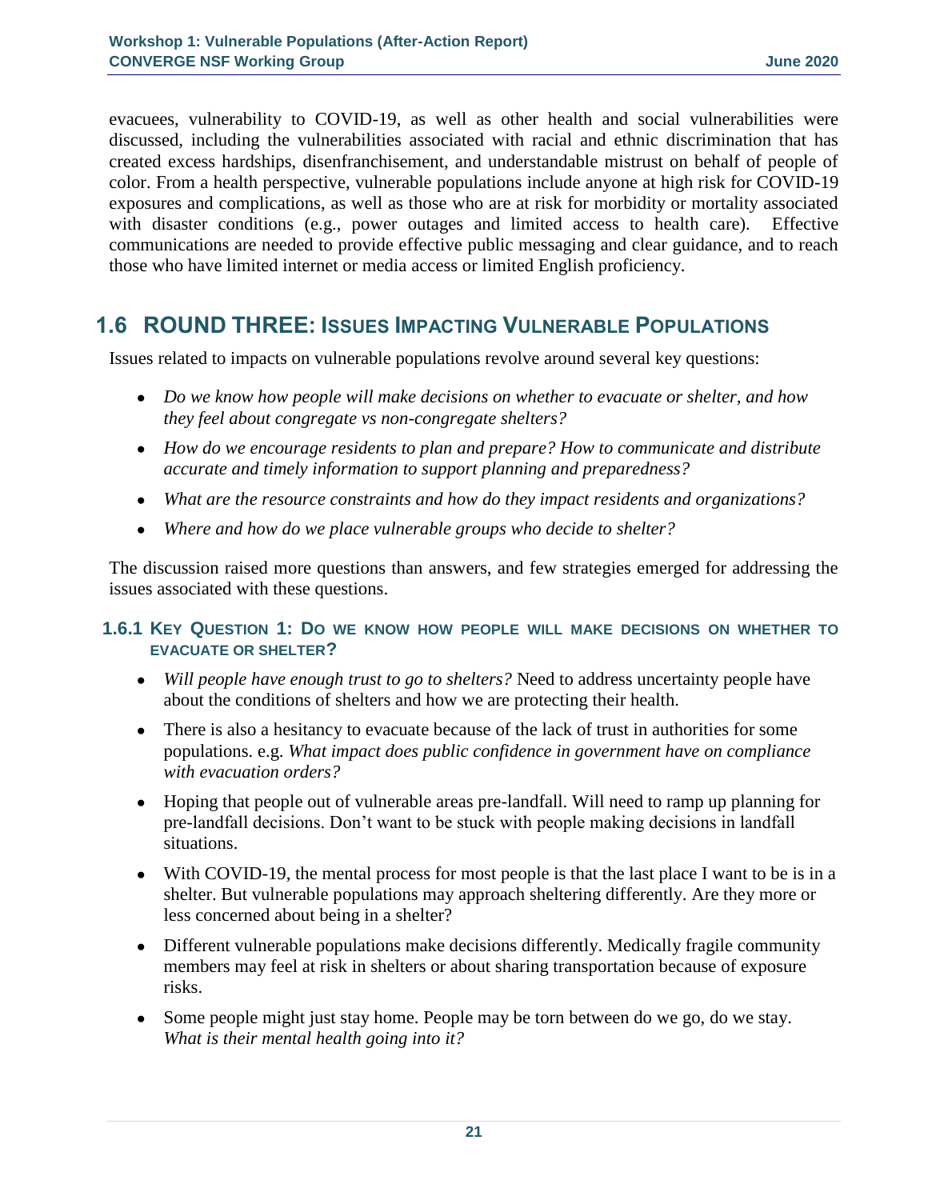evacuees, vulnerability to COVID-19, as well as other health and social vulnerabilities were discussed, including the vulnerabilities associated with racial and ethnic discrimination that has created excess hardships, disenfranchisement, and understandable mistrust on behalf of people of color. From a health perspective, vulnerable populations include anyone at high risk for COVID-19 exposures and complications, as well as those who are at risk for morbidity or mortality associated with disaster conditions (e.g., power outages and limited access to health care). Effective communications are needed to provide effective public messaging and clear guidance, and to reach those who have limited internet or media access or limited English proficiency.

## 1.6 ROUND THREE: ISSUES IMPACTING VULNERABLE POPULATIONS

Issues related to impacts on vulnerable populations revolve around several key questions:

- *Do we know how people will make decisions on whether to evacuate or shelter, and how they feel about congregate vs non-congregate shelters?*
- *How do we encourage residents to plan and prepare? How to communicate and distribute accurate and timely information to support planning and preparedness?*
- *What are the resource constraints and how do they impact residents and organizations?*
- *Where and how do we place vulnerable groups who decide to shelter?*

The discussion raised more questions than answers, and few strategies emerged for addressing the issues associated with these questions.

### 1.6.1 KEY QUESTION 1: DO WE KNOW HOW PEOPLE WILL MAKE DECISIONS ON WHETHER TO EVACUATE OR SHELTER?

- *Will people have enough trust to go to shelters?* Need to address uncertainty people have about the conditions of shelters and how we are protecting their health.
- There is also a hesitancy to evacuate because of the lack of trust in authorities for some populations. e.g. *What impact does public confidence in government have on compliance with evacuation orders?*
- Hoping that people out of vulnerable areas pre-landfall. Will need to ramp up planning for pre-landfall decisions. Don't want to be stuck with people making decisions in landfall situations.
- With COVID-19, the mental process for most people is that the last place I want to be is in a shelter. But vulnerable populations may approach sheltering differently. Are they more or less concerned about being in a shelter?
- Different vulnerable populations make decisions differently. Medically fragile community members may feel at risk in shelters or about sharing transportation because of exposure risks.
- Some people might just stay home. People may be torn between do we go, do we stay. *What is their mental health going into it?*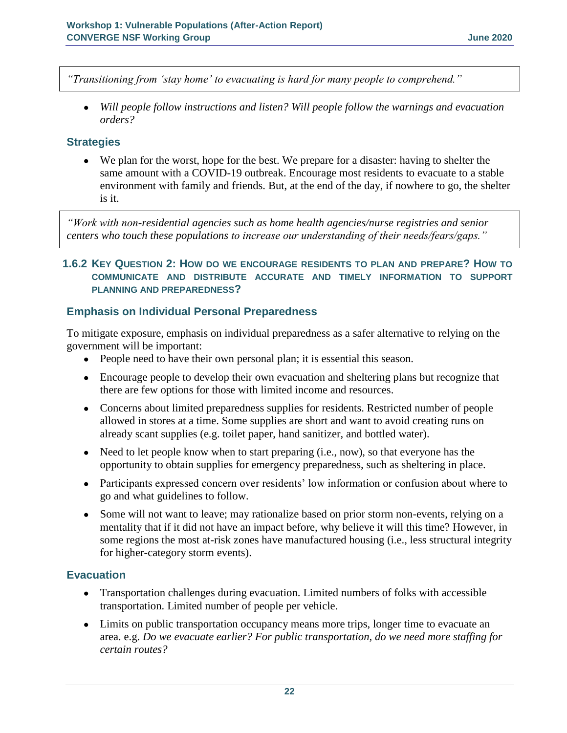*"Transitioning from 'stay home' to evacuating is hard for many people to comprehend."*

- *Will people follow instructions and listen? Will people follow the warnings and evacuation orders?*

### Strategies

- We plan for the worst, hope for the best. We prepare for a disaster: having to shelter the same amount with a COVID-19 outbreak. Encourage most residents to evacuate to a stable environment with family and friends. But, at the end of the day, if nowhere to go, the shelter is it.

*"Work with non-residential agencies such as home health agencies/nurse registries and senior centers who touch these populations to increase our understanding of their needs/fears/gaps."*

## 1.6.2 Key Question 2: How do we encourage residents to plan and prepare? How to communicate and distribute accurate and timely information to support planning and preparedness?

### Emphasis on Individual Personal Preparedness

To mitigate exposure, emphasis on individual preparedness as a safer alternative to relying on the government will be important:

- People need to have their own personal plan; it is essential this season.
- Encourage people to develop their own evacuation and sheltering plans but recognize that there are few options for those with limited income and resources.
- Concerns about limited preparedness supplies for residents. Restricted number of people allowed in stores at a time. Some supplies are short and want to avoid creating runs on already scant supplies (e.g. toilet paper, hand sanitizer, and bottled water).
- Need to let people know when to start preparing (i.e., now), so that everyone has the opportunity to obtain supplies for emergency preparedness, such as sheltering in place.
- Participants expressed concern over residents' low information or confusion about where to go and what guidelines to follow.
- Some will not want to leave; may rationalize based on prior storm non-events, relying on a mentality that if it did not have an impact before, why believe it will this time? However, in some regions the most at-risk zones have manufactured housing (i.e., less structural integrity for higher-category storm events).

### Evacuation

- Transportation challenges during evacuation. Limited numbers of folks with accessible transportation. Limited number of people per vehicle.
- Limits on public transportation occupancy means more trips, longer time to evacuate an area. e.g. *Do we evacuate earlier? For public transportation, do we need more staffing for certain routes?*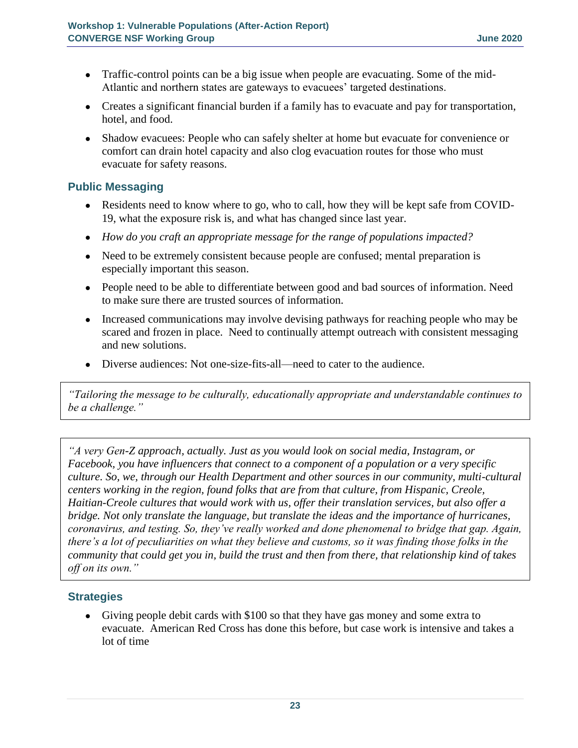- Traffic-control points can be a big issue when people are evacuating. Some of the mid-Atlantic and northern states are gateways to evacuees' targeted destinations.
- Creates a significant financial burden if a family has to evacuate and pay for transportation, hotel, and food.
- Shadow evacuees: People who can safely shelter at home but evacuate for convenience or comfort can drain hotel capacity and also clog evacuation routes for those who must evacuate for safety reasons.

## Public Messaging

- Residents need to know where to go, who to call, how they will be kept safe from COVID-19, what the exposure risk is, and what has changed since last year.
- *How do you craft an appropriate message for the range of populations impacted?*
- Need to be extremely consistent because people are confused; mental preparation is especially important this season.
- People need to be able to differentiate between good and bad sources of information. Need to make sure there are trusted sources of information.
- Increased communications may involve devising pathways for reaching people who may be scared and frozen in place. Need to continually attempt outreach with consistent messaging and new solutions.
- Diverse audiences: Not one-size-fits-all—need to cater to the audience.

> *"Tailoring the message to be culturally, educationally appropriate and understandable continues to be a challenge."*

> *"A very Gen-Z approach, actually. Just as you would look on social media, Instagram, or Facebook, you have influencers that connect to a component of a population or a very specific culture. So, we, through our Health Department and other sources in our community, multi-cultural centers working in the region, found folks that are from that culture, from Hispanic, Creole, Haitian-Creole cultures that would work with us, offer their translation services, but also offer a bridge. Not only translate the language, but translate the ideas and the importance of hurricanes, coronavirus, and testing. So, they've really worked and done phenomenal to bridge that gap. Again, there's a lot of peculiarities on what they believe and customs, so it was finding those folks in the community that could get you in, build the trust and then from there, that relationship kind of takes off on its own."*

## Strategies

- Giving people debit cards with $100 so that they have gas money and some extra to evacuate. American Red Cross has done this before, but case work is intensive and takes a lot of time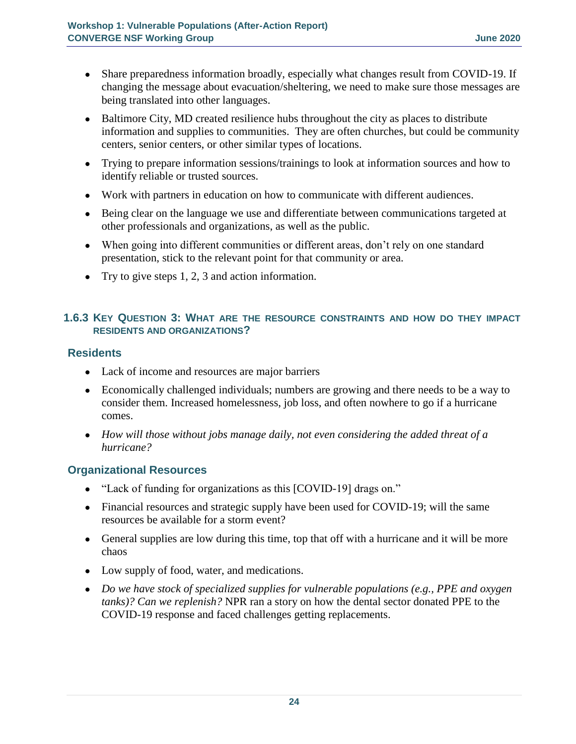- Share preparedness information broadly, especially what changes result from COVID-19. If changing the message about evacuation/sheltering, we need to make sure those messages are being translated into other languages.
- Baltimore City, MD created resilience hubs throughout the city as places to distribute information and supplies to communities. They are often churches, but could be community centers, senior centers, or other similar types of locations.
- Trying to prepare information sessions/trainings to look at information sources and how to identify reliable or trusted sources.
- Work with partners in education on how to communicate with different audiences.
- Being clear on the language we use and differentiate between communications targeted at other professionals and organizations, as well as the public.
- When going into different communities or different areas, don't rely on one standard presentation, stick to the relevant point for that community or area.
- Try to give steps 1, 2, 3 and action information.

### 1.6.3 Key Question 3: What are the resource constraints and how do they impact residents and organizations?

#### Residents

- Lack of income and resources are major barriers
- Economically challenged individuals; numbers are growing and there needs to be a way to consider them. Increased homelessness, job loss, and often nowhere to go if a hurricane comes.
- *How will those without jobs manage daily, not even considering the added threat of a hurricane?*

#### Organizational Resources

- "Lack of funding for organizations as this [COVID-19] drags on."
- Financial resources and strategic supply have been used for COVID-19; will the same resources be available for a storm event?
- General supplies are low during this time, top that off with a hurricane and it will be more chaos
- Low supply of food, water, and medications.
- *Do we have stock of specialized supplies for vulnerable populations (e.g., PPE and oxygen tanks)? Can we replenish?* NPR ran a story on how the dental sector donated PPE to the COVID-19 response and faced challenges getting replacements.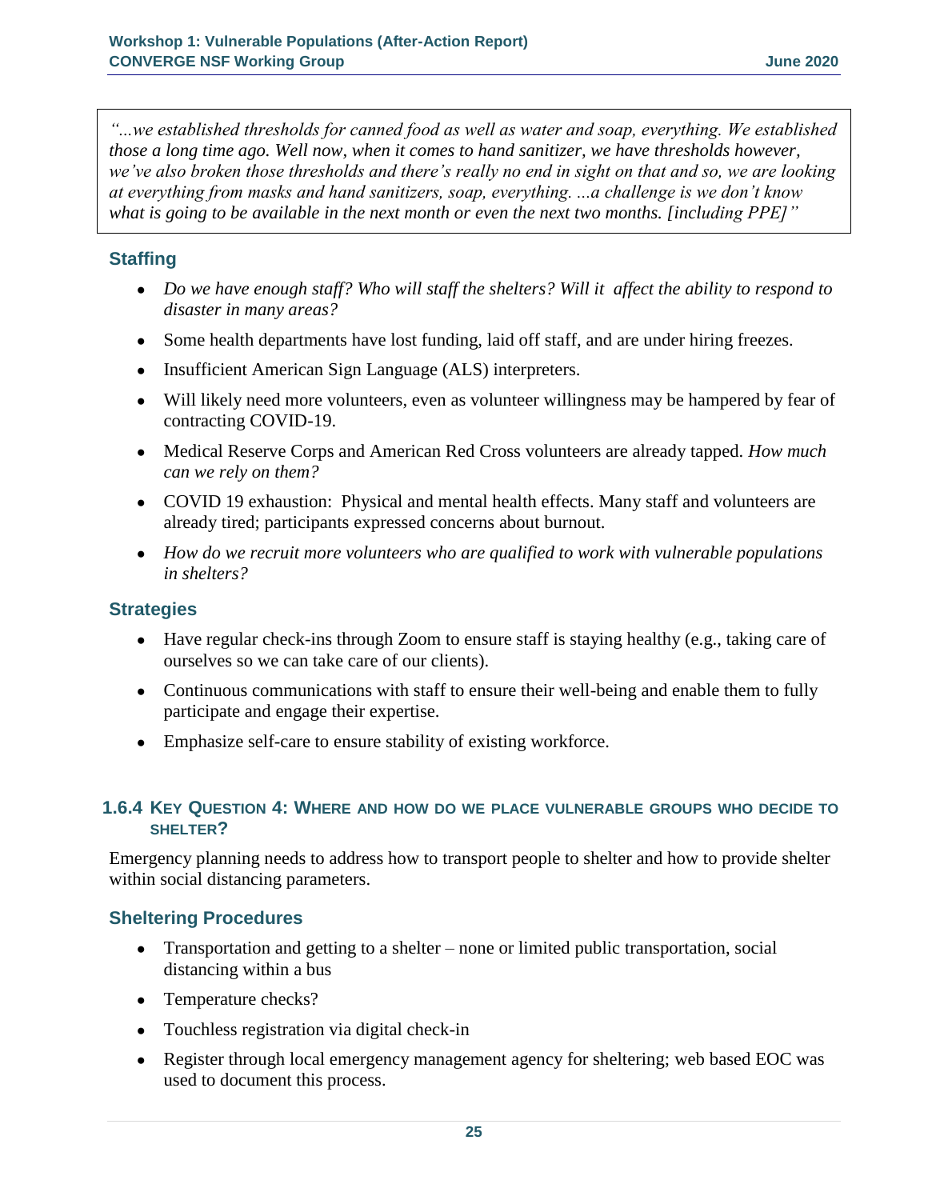> *"...we established thresholds for canned food as well as water and soap, everything. We established those a long time ago. Well now, when it comes to hand sanitizer, we have thresholds however, we've also broken those thresholds and there's really no end in sight on that and so, we are looking at everything from masks and hand sanitizers, soap, everything. ...a challenge is we don't know what is going to be available in the next month or even the next two months. [including PPE]"*

### Staffing

- *Do we have enough staff? Who will staff the shelters? Will it affect the ability to respond to disaster in many areas?*
- Some health departments have lost funding, laid off staff, and are under hiring freezes.
- Insufficient American Sign Language (ALS) interpreters.
- Will likely need more volunteers, even as volunteer willingness may be hampered by fear of contracting COVID-19.
- Medical Reserve Corps and American Red Cross volunteers are already tapped. *How much can we rely on them?*
- COVID 19 exhaustion: Physical and mental health effects. Many staff and volunteers are already tired; participants expressed concerns about burnout.
- *How do we recruit more volunteers who are qualified to work with vulnerable populations in shelters?*

### Strategies

- Have regular check-ins through Zoom to ensure staff is staying healthy (e.g., taking care of ourselves so we can take care of our clients).
- Continuous communications with staff to ensure their well-being and enable them to fully participate and engage their expertise.
- Emphasize self-care to ensure stability of existing workforce.

## 1.6.4 Key Question 4: Where and how do we place vulnerable groups who decide to shelter?

Emergency planning needs to address how to transport people to shelter and how to provide shelter within social distancing parameters.

### Sheltering Procedures

- Transportation and getting to a shelter – none or limited public transportation, social distancing within a bus
- Temperature checks?
- Touchless registration via digital check-in
- Register through local emergency management agency for sheltering; web based EOC was used to document this process.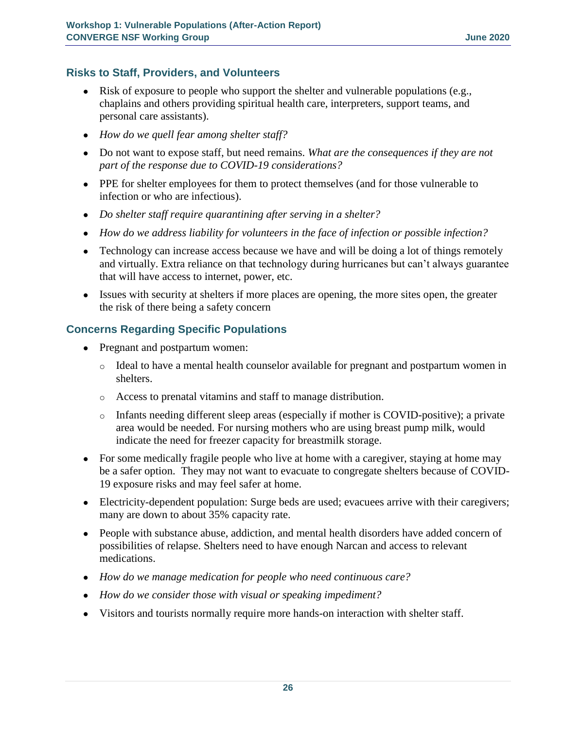### Risks to Staff, Providers, and Volunteers

- Risk of exposure to people who support the shelter and vulnerable populations (e.g., chaplains and others providing spiritual health care, interpreters, support teams, and personal care assistants).
- *How do we quell fear among shelter staff?*
- Do not want to expose staff, but need remains. *What are the consequences if they are not part of the response due to COVID-19 considerations?*
- PPE for shelter employees for them to protect themselves (and for those vulnerable to infection or who are infectious).
- *Do shelter staff require quarantining after serving in a shelter?*
- *How do we address liability for volunteers in the face of infection or possible infection?*
- Technology can increase access because we have and will be doing a lot of things remotely and virtually. Extra reliance on that technology during hurricanes but can't always guarantee that will have access to internet, power, etc.
- Issues with security at shelters if more places are opening, the more sites open, the greater the risk of there being a safety concern

### Concerns Regarding Specific Populations

- Pregnant and postpartum women:
  - Ideal to have a mental health counselor available for pregnant and postpartum women in shelters.
  - Access to prenatal vitamins and staff to manage distribution.
  - Infants needing different sleep areas (especially if mother is COVID-positive); a private area would be needed. For nursing mothers who are using breast pump milk, would indicate the need for freezer capacity for breastmilk storage.
- For some medically fragile people who live at home with a caregiver, staying at home may be a safer option. They may not want to evacuate to congregate shelters because of COVID-19 exposure risks and may feel safer at home.
- Electricity-dependent population: Surge beds are used; evacuees arrive with their caregivers; many are down to about 35% capacity rate.
- People with substance abuse, addiction, and mental health disorders have added concern of possibilities of relapse. Shelters need to have enough Narcan and access to relevant medications.
- *How do we manage medication for people who need continuous care?*
- *How do we consider those with visual or speaking impediment?*
- Visitors and tourists normally require more hands-on interaction with shelter staff.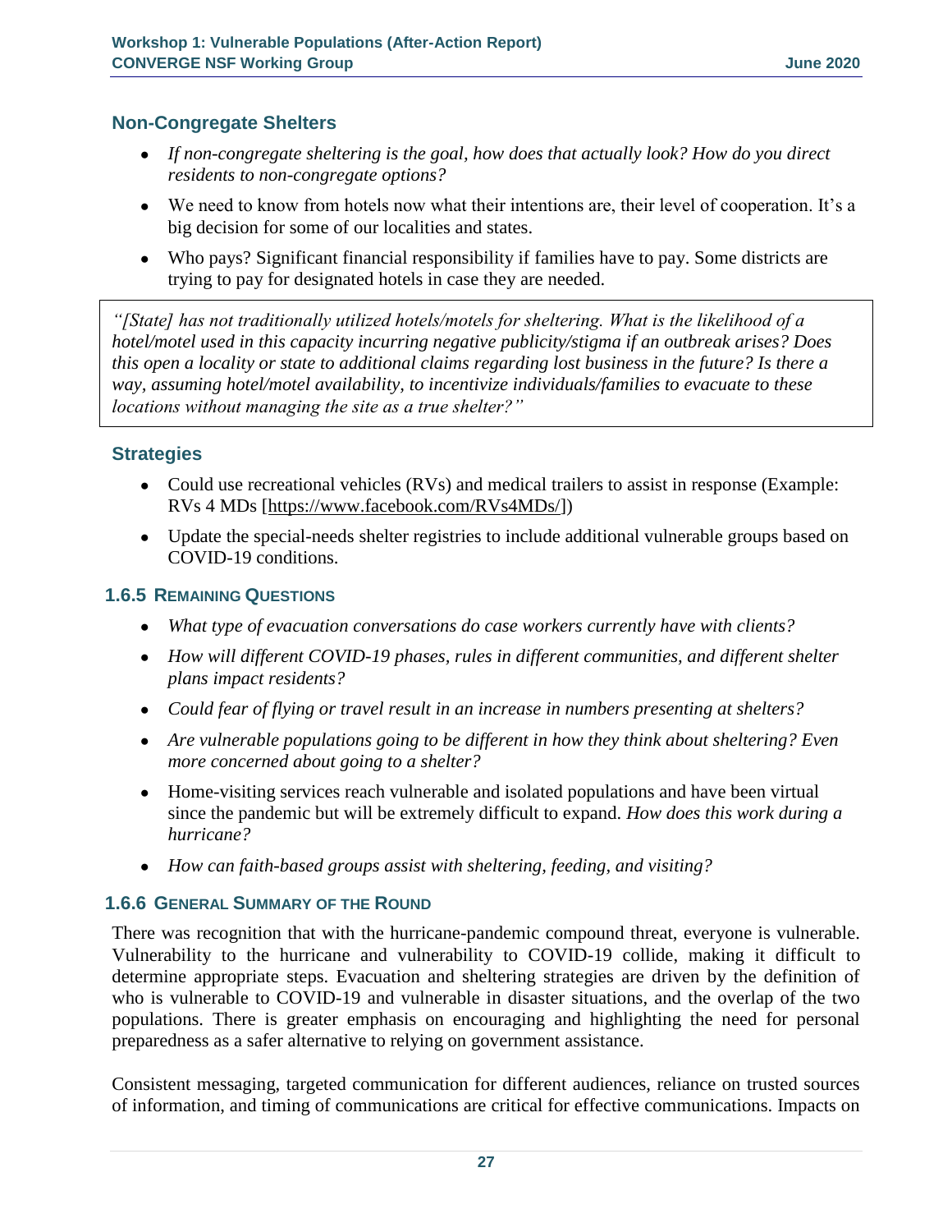### Non-Congregate Shelters

- *If non-congregate sheltering is the goal, how does that actually look? How do you direct residents to non-congregate options?*
- We need to know from hotels now what their intentions are, their level of cooperation. It's a big decision for some of our localities and states.
- Who pays? Significant financial responsibility if families have to pay. Some districts are trying to pay for designated hotels in case they are needed.

> *"[State] has not traditionally utilized hotels/motels for sheltering. What is the likelihood of a hotel/motel used in this capacity incurring negative publicity/stigma if an outbreak arises? Does this open a locality or state to additional claims regarding lost business in the future? Is there a way, assuming hotel/motel availability, to incentivize individuals/families to evacuate to these locations without managing the site as a true shelter?"*

### Strategies

- Could use recreational vehicles (RVs) and medical trailers to assist in response (Example: RVs 4 MDs [https://www.facebook.com/RVs4MDs/])
- Update the special-needs shelter registries to include additional vulnerable groups based on COVID-19 conditions.

## 1.6.5 Remaining Questions

- *What type of evacuation conversations do case workers currently have with clients?*
- *How will different COVID-19 phases, rules in different communities, and different shelter plans impact residents?*
- *Could fear of flying or travel result in an increase in numbers presenting at shelters?*
- *Are vulnerable populations going to be different in how they think about sheltering? Even more concerned about going to a shelter?*
- Home-visiting services reach vulnerable and isolated populations and have been virtual since the pandemic but will be extremely difficult to expand. *How does this work during a hurricane?*
- *How can faith-based groups assist with sheltering, feeding, and visiting?*

## 1.6.6 General Summary of the Round

There was recognition that with the hurricane-pandemic compound threat, everyone is vulnerable. Vulnerability to the hurricane and vulnerability to COVID-19 collide, making it difficult to determine appropriate steps. Evacuation and sheltering strategies are driven by the definition of who is vulnerable to COVID-19 and vulnerable in disaster situations, and the overlap of the two populations. There is greater emphasis on encouraging and highlighting the need for personal preparedness as a safer alternative to relying on government assistance.

Consistent messaging, targeted communication for different audiences, reliance on trusted sources of information, and timing of communications are critical for effective communications. Impacts on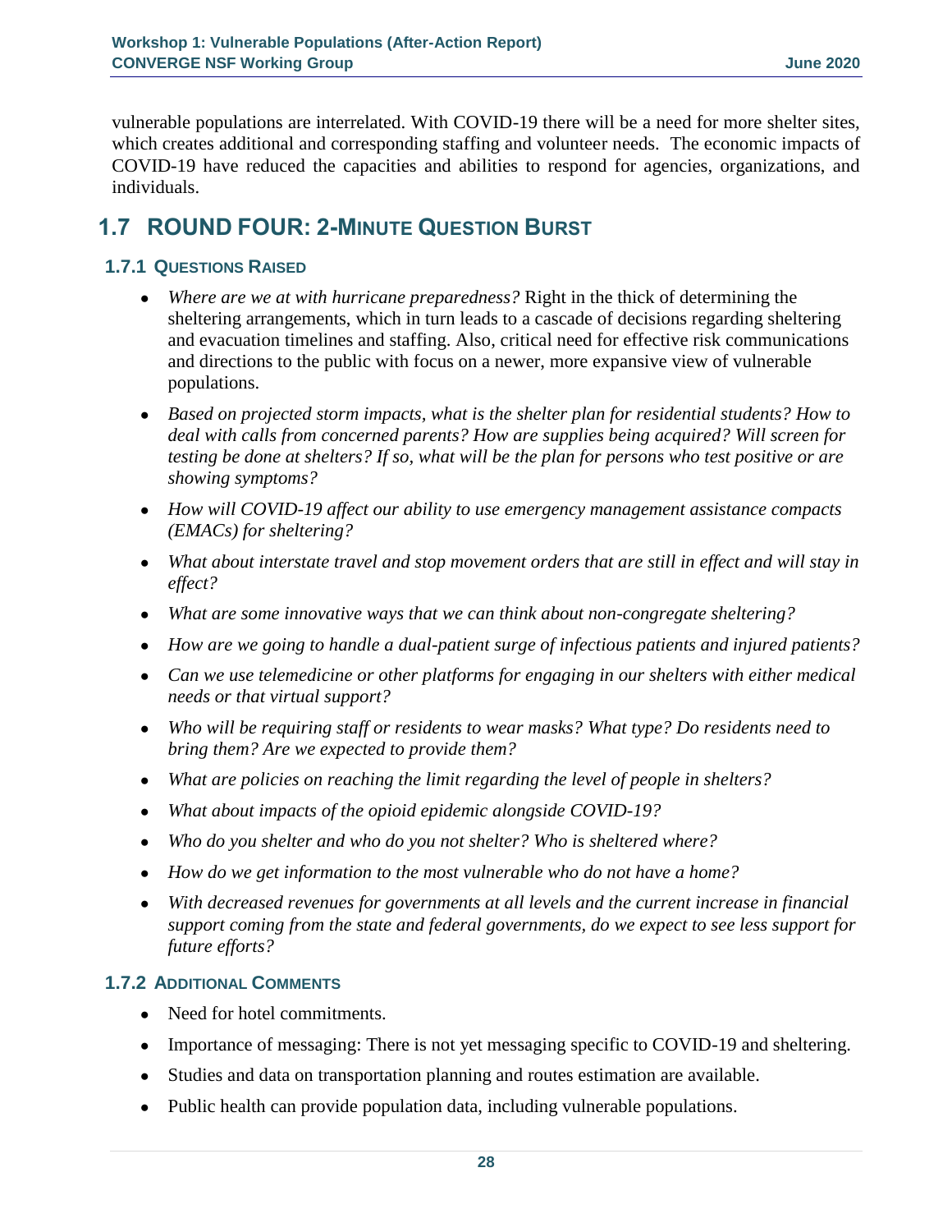vulnerable populations are interrelated. With COVID-19 there will be a need for more shelter sites, which creates additional and corresponding staffing and volunteer needs. The economic impacts of COVID-19 have reduced the capacities and abilities to respond for agencies, organizations, and individuals.

## 1.7 ROUND FOUR: 2-MINUTE QUESTION BURST

### 1.7.1 QUESTIONS RAISED

- *Where are we at with hurricane preparedness?* Right in the thick of determining the sheltering arrangements, which in turn leads to a cascade of decisions regarding sheltering and evacuation timelines and staffing. Also, critical need for effective risk communications and directions to the public with focus on a newer, more expansive view of vulnerable populations.
- *Based on projected storm impacts, what is the shelter plan for residential students? How to deal with calls from concerned parents? How are supplies being acquired? Will screen for testing be done at shelters? If so, what will be the plan for persons who test positive or are showing symptoms?*
- *How will COVID-19 affect our ability to use emergency management assistance compacts (EMACs) for sheltering?*
- *What about interstate travel and stop movement orders that are still in effect and will stay in effect?*
- *What are some innovative ways that we can think about non-congregate sheltering?*
- *How are we going to handle a dual-patient surge of infectious patients and injured patients?*
- *Can we use telemedicine or other platforms for engaging in our shelters with either medical needs or that virtual support?*
- *Who will be requiring staff or residents to wear masks? What type? Do residents need to bring them? Are we expected to provide them?*
- *What are policies on reaching the limit regarding the level of people in shelters?*
- *What about impacts of the opioid epidemic alongside COVID-19?*
- *Who do you shelter and who do you not shelter? Who is sheltered where?*
- *How do we get information to the most vulnerable who do not have a home?*
- *With decreased revenues for governments at all levels and the current increase in financial support coming from the state and federal governments, do we expect to see less support for future efforts?*

### 1.7.2 ADDITIONAL COMMENTS

- Need for hotel commitments.
- Importance of messaging: There is not yet messaging specific to COVID-19 and sheltering.
- Studies and data on transportation planning and routes estimation are available.
- Public health can provide population data, including vulnerable populations.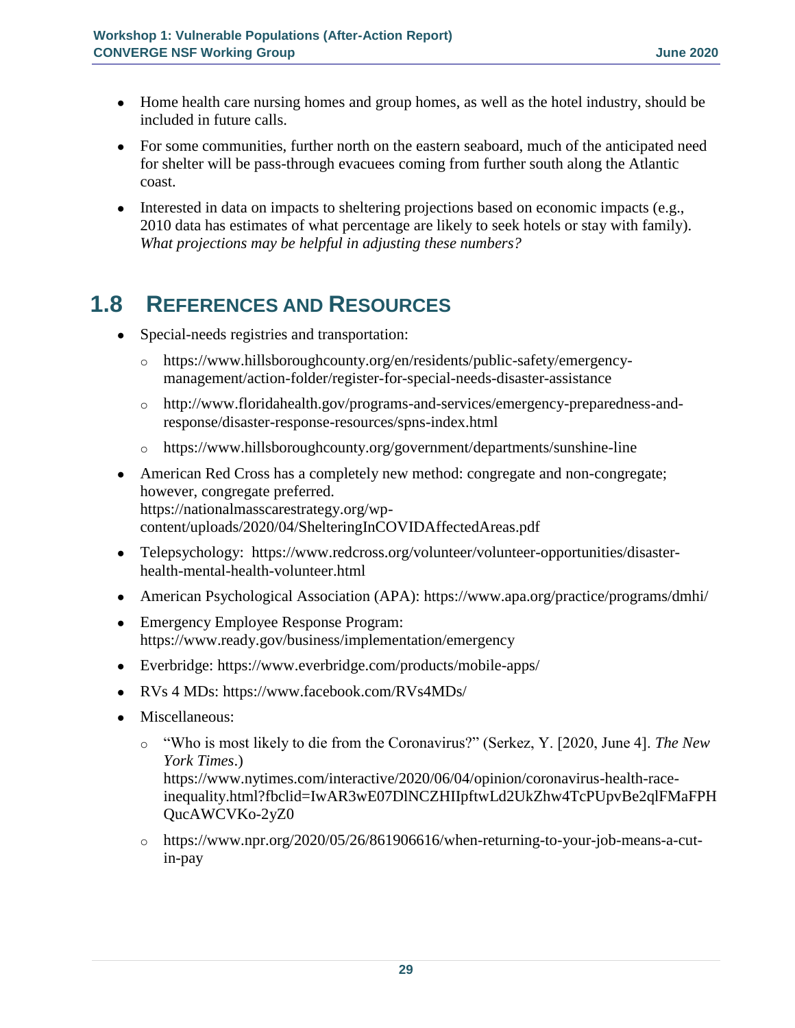- Home health care nursing homes and group homes, as well as the hotel industry, should be included in future calls.
- For some communities, further north on the eastern seaboard, much of the anticipated need for shelter will be pass-through evacuees coming from further south along the Atlantic coast.
- Interested in data on impacts to sheltering projections based on economic impacts (e.g., 2010 data has estimates of what percentage are likely to seek hotels or stay with family). *What projections may be helpful in adjusting these numbers?*

## 1.8 References and Resources

- Special-needs registries and transportation:
  - https://www.hillsboroughcounty.org/en/residents/public-safety/emergency-management/action-folder/register-for-special-needs-disaster-assistance
  - http://www.floridahealth.gov/programs-and-services/emergency-preparedness-and-response/disaster-response-resources/spns-index.html
  - https://www.hillsboroughcounty.org/government/departments/sunshine-line
- American Red Cross has a completely new method: congregate and non-congregate; however, congregate preferred. https://nationalmasscarestrategy.org/wp-content/uploads/2020/04/ShelteringInCOVIDAffectedAreas.pdf
- Telepsychology: https://www.redcross.org/volunteer/volunteer-opportunities/disaster-health-mental-health-volunteer.html
- American Psychological Association (APA): https://www.apa.org/practice/programs/dmhi/
- Emergency Employee Response Program: https://www.ready.gov/business/implementation/emergency
- Everbridge: https://www.everbridge.com/products/mobile-apps/
- RVs 4 MDs: https://www.facebook.com/RVs4MDs/
- Miscellaneous:
  - "Who is most likely to die from the Coronavirus?" (Serkez, Y. [2020, June 4]. *The New York Times*.) https://www.nytimes.com/interactive/2020/06/04/opinion/coronavirus-health-race-inequality.html?fbclid=IwAR3wE07DlNCZHIIpftwLd2UkZhw4TcPUpvBe2qlFMaFPHQucAWCVKo-2yZ0
  - https://www.npr.org/2020/05/26/861906616/when-returning-to-your-job-means-a-cut-in-pay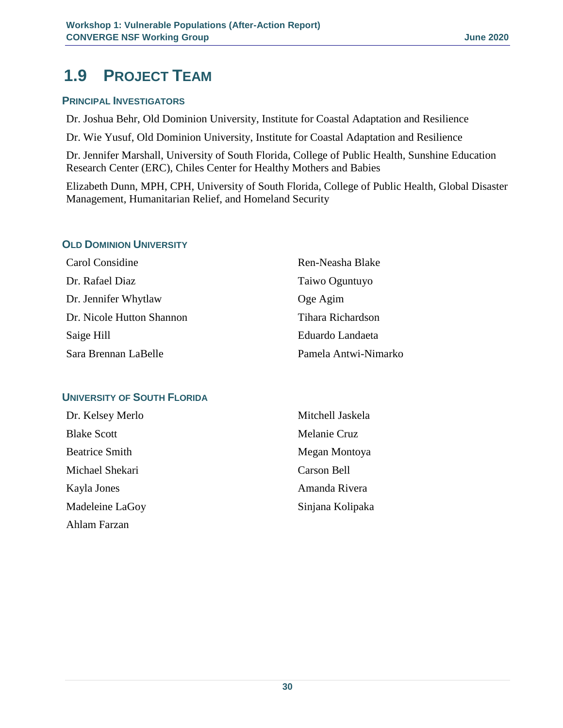# 1.9 PROJECT TEAM

### PRINCIPAL INVESTIGATORS

Dr. Joshua Behr, Old Dominion University, Institute for Coastal Adaptation and Resilience

Dr. Wie Yusuf, Old Dominion University, Institute for Coastal Adaptation and Resilience

Dr. Jennifer Marshall, University of South Florida, College of Public Health, Sunshine Education Research Center (ERC), Chiles Center for Healthy Mothers and Babies

Elizabeth Dunn, MPH, CPH, University of South Florida, College of Public Health, Global Disaster Management, Humanitarian Relief, and Homeland Security

### OLD DOMINION UNIVERSITY

Carol Considine

Dr. Rafael Diaz

Dr. Jennifer Whytlaw

Dr. Nicole Hutton Shannon

Saige Hill

Sara Brennan LaBelle

Ren-Neasha Blake

Taiwo Oguntuyo

Oge Agim

Tihara Richardson

Eduardo Landaeta

Pamela Antwi-Nimarko

### UNIVERSITY OF SOUTH FLORIDA

Dr. Kelsey Merlo

Blake Scott

Beatrice Smith

Michael Shekari

Kayla Jones

Madeleine LaGoy

Ahlam Farzan

Mitchell Jaskela

Melanie Cruz

Megan Montoya

Carson Bell

Amanda Rivera

Sinjana Kolipaka